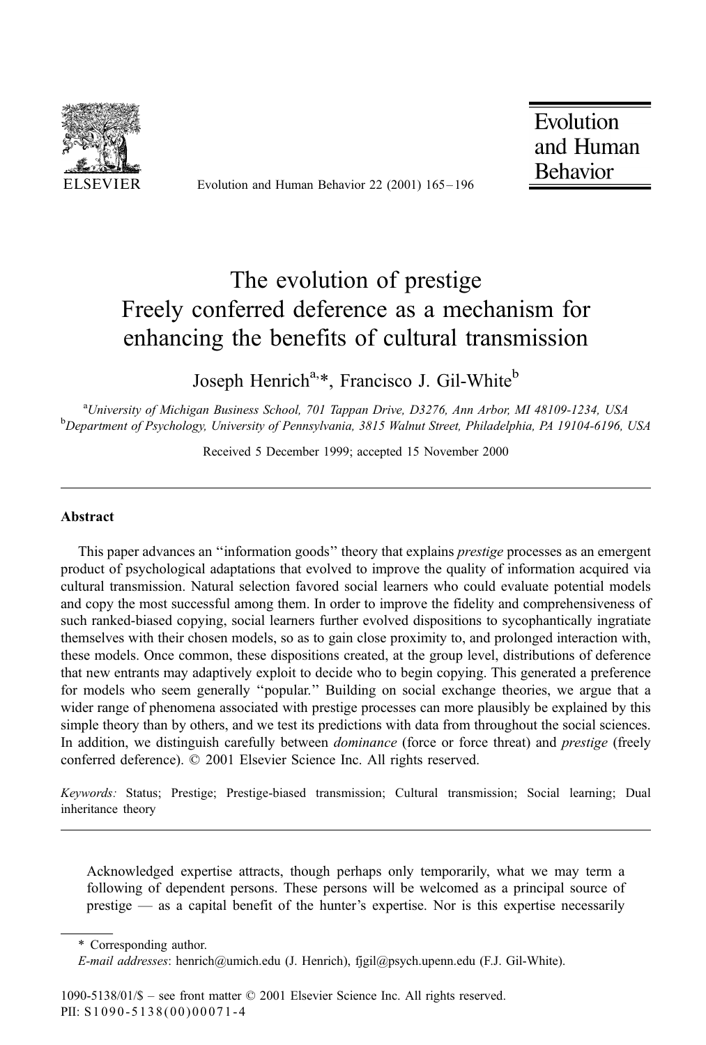# The evolution of prestige
## Freely conferred deference as a mechanism for enhancing the benefits of cultural transmission

Joseph Henrich[a,*], Francisco J. Gil-White[b]

[a]*University of Michigan Business School, 701 Tappan Drive, D3276, Ann Arbor, MI 48109-1234, USA*
[b]*Department of Psychology, University of Pennsylvania, 3815 Walnut Street, Philadelphia, PA 19104-6196, USA*

Received 5 December 1999; accepted 15 November 2000

---

### Abstract

This paper advances an ''information goods'' theory that explains *prestige* processes as an emergent product of psychological adaptations that evolved to improve the quality of information acquired via cultural transmission. Natural selection favored social learners who could evaluate potential models and copy the most successful among them. In order to improve the fidelity and comprehensiveness of such ranked-biased copying, social learners further evolved dispositions to sycophantically ingratiate themselves with their chosen models, so as to gain close proximity to, and prolonged interaction with, these models. Once common, these dispositions created, at the group level, distributions of deference that new entrants may adaptively exploit to decide who to begin copying. This generated a preference for models who seem generally ''popular.'' Building on social exchange theories, we argue that a wider range of phenomena associated with prestige processes can more plausibly be explained by this simple theory than by others, and we test its predictions with data from throughout the social sciences. In addition, we distinguish carefully between *dominance* (force or force threat) and *prestige* (freely conferred deference). © 2001 Elsevier Science Inc. All rights reserved.

*Keywords:* Status; Prestige; Prestige-biased transmission; Cultural transmission; Social learning; Dual inheritance theory

---

> Acknowledged expertise attracts, though perhaps only temporarily, what we may term a following of dependent persons. These persons will be welcomed as a principal source of prestige — as a capital benefit of the hunter's expertise. Nor is this expertise necessarily

---

\* Corresponding author.
*E-mail addresses*: henrich@umich.edu (J. Henrich), fjgil@psych.upenn.edu (F.J. Gil-White).

1090-5138/01/$ – see front matter © 2001 Elsevier Science Inc. All rights reserved.
PII: S1090-5138(00)00071-4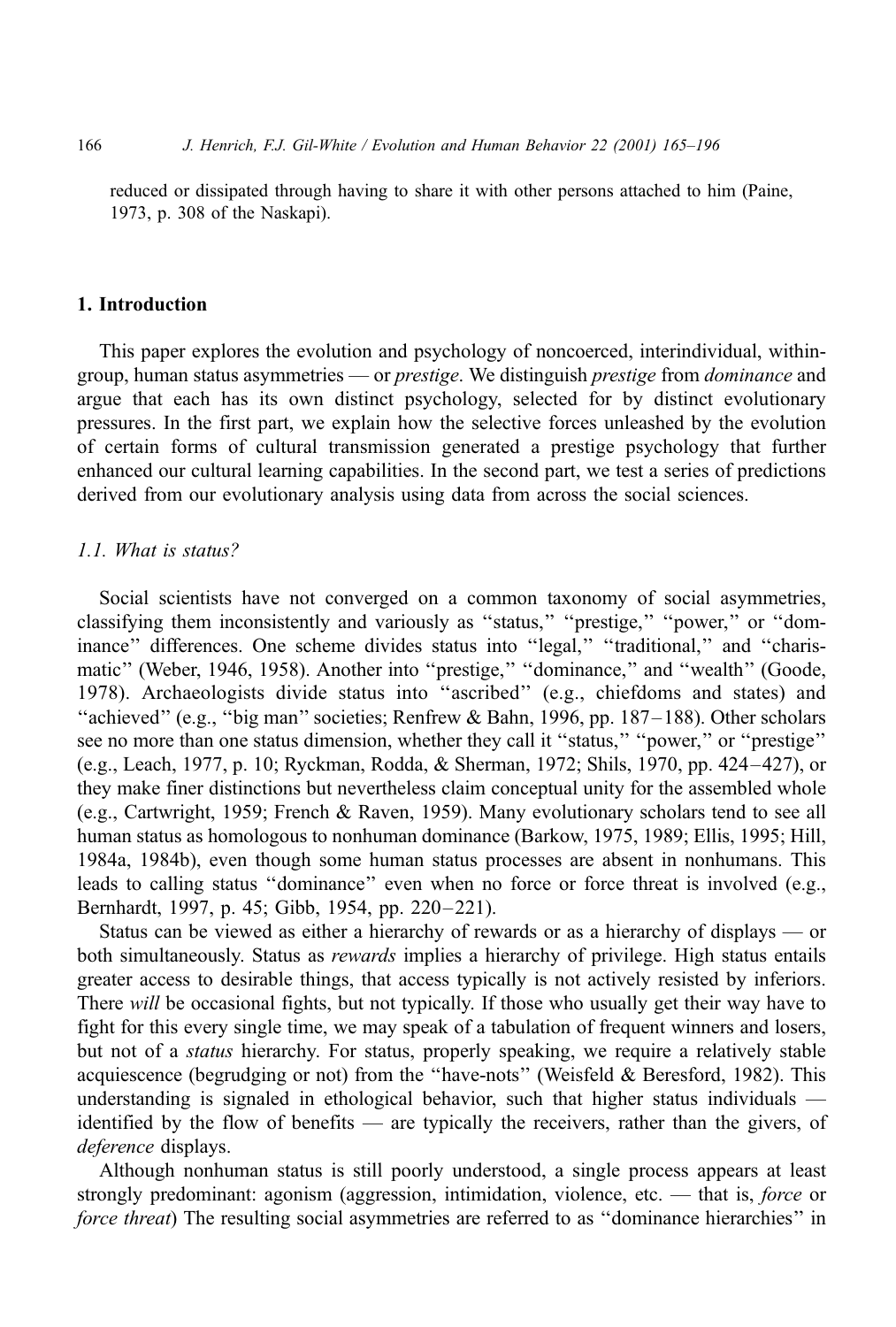reduced or dissipated through having to share it with other persons attached to him (Paine, 1973, p. 308 of the Naskapi).

## 1. Introduction

This paper explores the evolution and psychology of noncoerced, interindividual, within-group, human status asymmetries — or *prestige*. We distinguish *prestige* from *dominance* and argue that each has its own distinct psychology, selected for by distinct evolutionary pressures. In the first part, we explain how the selective forces unleashed by the evolution of certain forms of cultural transmission generated a prestige psychology that further enhanced our cultural learning capabilities. In the second part, we test a series of predictions derived from our evolutionary analysis using data from across the social sciences.

### 1.1. What is status?

Social scientists have not converged on a common taxonomy of social asymmetries, classifying them inconsistently and variously as "status," "prestige," "power," or "dominance" differences. One scheme divides status into "legal," "traditional," and "charismatic" (Weber, 1946, 1958). Another into "prestige," "dominance," and "wealth" (Goode, 1978). Archaeologists divide status into "ascribed" (e.g., chiefdoms and states) and "achieved" (e.g., "big man" societies; Renfrew & Bahn, 1996, pp. 187–188). Other scholars see no more than one status dimension, whether they call it "status," "power," or "prestige" (e.g., Leach, 1977, p. 10; Ryckman, Rodda, & Sherman, 1972; Shils, 1970, pp. 424–427), or they make finer distinctions but nevertheless claim conceptual unity for the assembled whole (e.g., Cartwright, 1959; French & Raven, 1959). Many evolutionary scholars tend to see all human status as homologous to nonhuman dominance (Barkow, 1975, 1989; Ellis, 1995; Hill, 1984a, 1984b), even though some human status processes are absent in nonhumans. This leads to calling status "dominance" even when no force or force threat is involved (e.g., Bernhardt, 1997, p. 45; Gibb, 1954, pp. 220–221).

Status can be viewed as either a hierarchy of rewards or as a hierarchy of displays — or both simultaneously. Status as *rewards* implies a hierarchy of privilege. High status entails greater access to desirable things, that access typically is not actively resisted by inferiors. There *will* be occasional fights, but not typically. If those who usually get their way have to fight for this every single time, we may speak of a tabulation of frequent winners and losers, but not of a *status* hierarchy. For status, properly speaking, we require a relatively stable acquiescence (begrudging or not) from the "have-nots" (Weisfeld & Beresford, 1982). This understanding is signaled in ethological behavior, such that higher status individuals — identified by the flow of benefits — are typically the receivers, rather than the givers, of *deference* displays.

Although nonhuman status is still poorly understood, a single process appears at least strongly predominant: agonism (aggression, intimidation, violence, etc. — that is, *force* or *force threat*) The resulting social asymmetries are referred to as "dominance hierarchies" in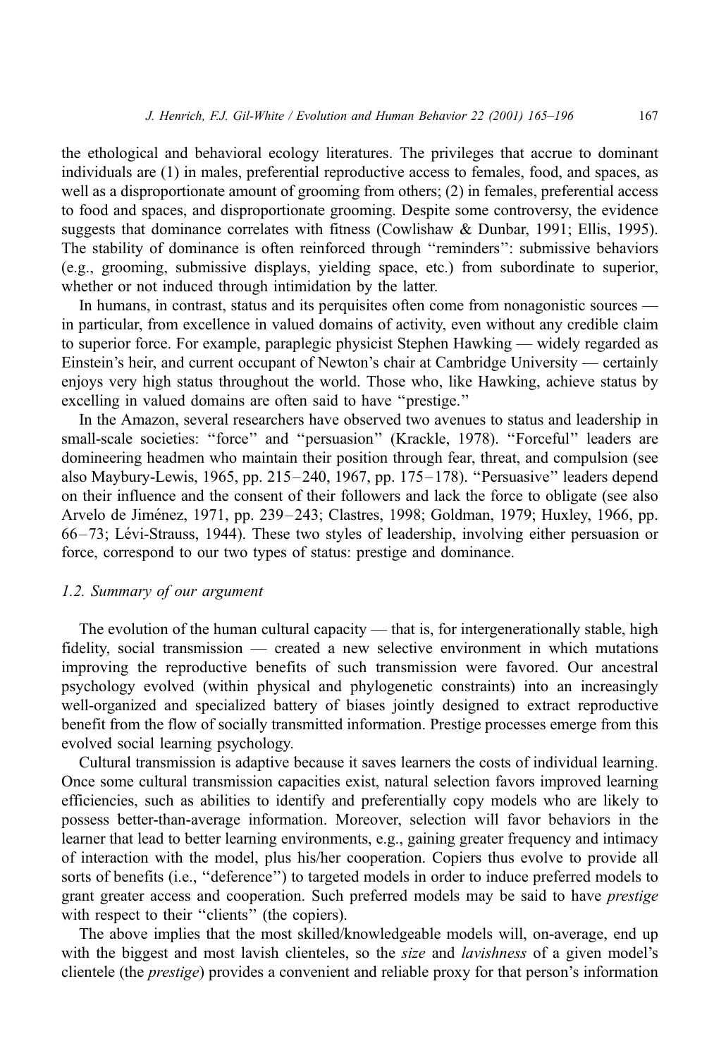the ethological and behavioral ecology literatures. The privileges that accrue to dominant individuals are (1) in males, preferential reproductive access to females, food, and spaces, as well as a disproportionate amount of grooming from others; (2) in females, preferential access to food and spaces, and disproportionate grooming. Despite some controversy, the evidence suggests that dominance correlates with fitness (Cowlishaw & Dunbar, 1991; Ellis, 1995). The stability of dominance is often reinforced through ''reminders'': submissive behaviors (e.g., grooming, submissive displays, yielding space, etc.) from subordinate to superior, whether or not induced through intimidation by the latter.

In humans, in contrast, status and its perquisites often come from nonagonistic sources — in particular, from excellence in valued domains of activity, even without any credible claim to superior force. For example, paraplegic physicist Stephen Hawking — widely regarded as Einstein's heir, and current occupant of Newton's chair at Cambridge University — certainly enjoys very high status throughout the world. Those who, like Hawking, achieve status by excelling in valued domains are often said to have ''prestige.''

In the Amazon, several researchers have observed two avenues to status and leadership in small-scale societies: ''force'' and ''persuasion'' (Krackle, 1978). ''Forceful'' leaders are domineering headmen who maintain their position through fear, threat, and compulsion (see also Maybury-Lewis, 1965, pp. 215–240, 1967, pp. 175–178). ''Persuasive'' leaders depend on their influence and the consent of their followers and lack the force to obligate (see also Arvelo de Jiménez, 1971, pp. 239–243; Clastres, 1998; Goldman, 1979; Huxley, 1966, pp. 66–73; Lévi-Strauss, 1944). These two styles of leadership, involving either persuasion or force, correspond to our two types of status: prestige and dominance.

### *1.2. Summary of our argument*

The evolution of the human cultural capacity — that is, for intergenerationally stable, high fidelity, social transmission — created a new selective environment in which mutations improving the reproductive benefits of such transmission were favored. Our ancestral psychology evolved (within physical and phylogenetic constraints) into an increasingly well-organized and specialized battery of biases jointly designed to extract reproductive benefit from the flow of socially transmitted information. Prestige processes emerge from this evolved social learning psychology.

Cultural transmission is adaptive because it saves learners the costs of individual learning. Once some cultural transmission capacities exist, natural selection favors improved learning efficiencies, such as abilities to identify and preferentially copy models who are likely to possess better-than-average information. Moreover, selection will favor behaviors in the learner that lead to better learning environments, e.g., gaining greater frequency and intimacy of interaction with the model, plus his/her cooperation. Copiers thus evolve to provide all sorts of benefits (i.e., ''deference'') to targeted models in order to induce preferred models to grant greater access and cooperation. Such preferred models may be said to have *prestige* with respect to their ''clients'' (the copiers).

The above implies that the most skilled/knowledgeable models will, on-average, end up with the biggest and most lavish clienteles, so the *size* and *lavishness* of a given model's clientele (the *prestige*) provides a convenient and reliable proxy for that person's information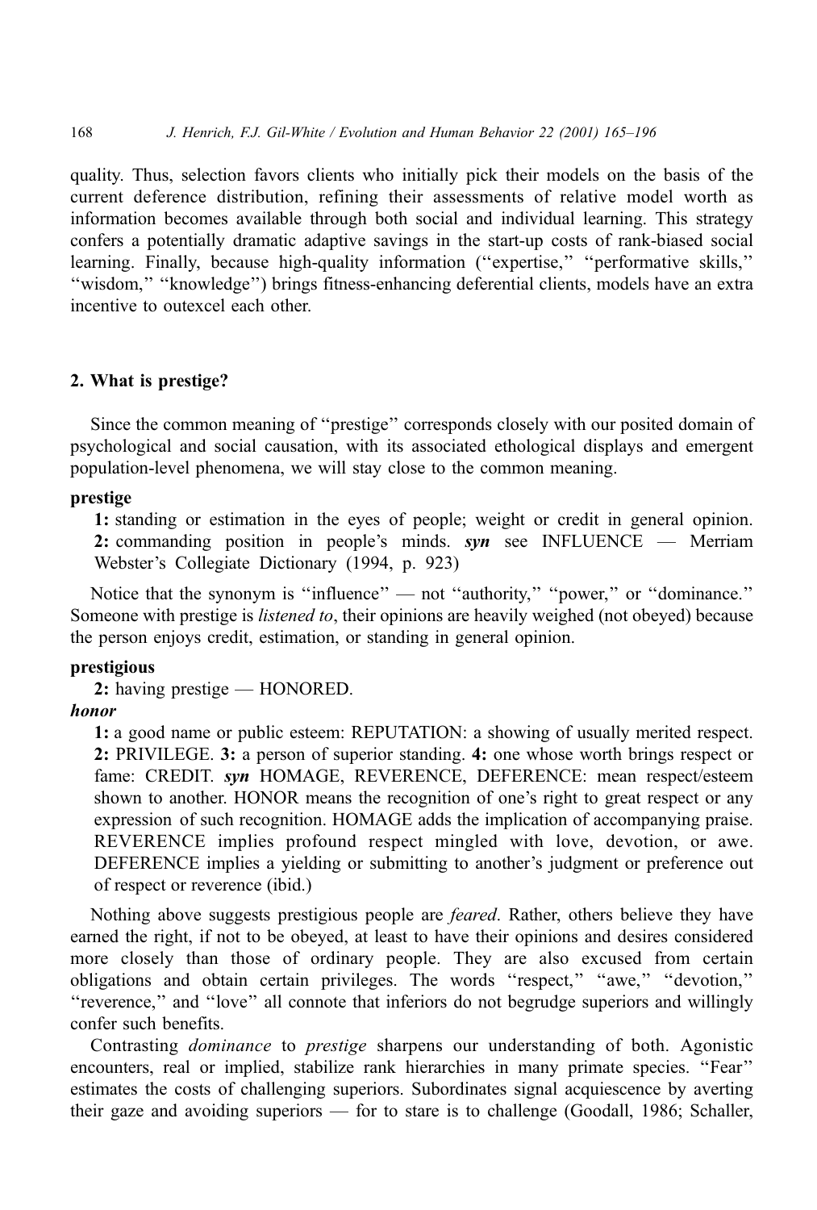quality. Thus, selection favors clients who initially pick their models on the basis of the current deference distribution, refining their assessments of relative model worth as information becomes available through both social and individual learning. This strategy confers a potentially dramatic adaptive savings in the start-up costs of rank-biased social learning. Finally, because high-quality information (''expertise,'' ''performative skills,'' ''wisdom,'' ''knowledge'') brings fitness-enhancing deferential clients, models have an extra incentive to outexcel each other.

## 2. What is prestige?

Since the common meaning of ''prestige'' corresponds closely with our posited domain of psychological and social causation, with its associated ethological displays and emergent population-level phenomena, we will stay close to the common meaning.

**prestige**

> **1:** standing or estimation in the eyes of people; weight or credit in general opinion. **2:** commanding position in people's minds. ***syn*** see INFLUENCE — Merriam Webster's Collegiate Dictionary (1994, p. 923)

Notice that the synonym is ''influence'' — not ''authority,'' ''power,'' or ''dominance.'' Someone with prestige is *listened to*, their opinions are heavily weighed (not obeyed) because the person enjoys credit, estimation, or standing in general opinion.

**prestigious**

> **2:** having prestige — HONORED.

***honor***

> **1:** a good name or public esteem: REPUTATION: a showing of usually merited respect. **2:** PRIVILEGE. **3:** a person of superior standing. **4:** one whose worth brings respect or fame: CREDIT. ***syn*** HOMAGE, REVERENCE, DEFERENCE: mean respect/esteem shown to another. HONOR means the recognition of one's right to great respect or any expression of such recognition. HOMAGE adds the implication of accompanying praise. REVERENCE implies profound respect mingled with love, devotion, or awe. DEFERENCE implies a yielding or submitting to another's judgment or preference out of respect or reverence (ibid.)

Nothing above suggests prestigious people are *feared*. Rather, others believe they have earned the right, if not to be obeyed, at least to have their opinions and desires considered more closely than those of ordinary people. They are also excused from certain obligations and obtain certain privileges. The words ''respect,'' ''awe,'' ''devotion,'' ''reverence,'' and ''love'' all connote that inferiors do not begrudge superiors and willingly confer such benefits.

Contrasting *dominance* to *prestige* sharpens our understanding of both. Agonistic encounters, real or implied, stabilize rank hierarchies in many primate species. ''Fear'' estimates the costs of challenging superiors. Subordinates signal acquiescence by averting their gaze and avoiding superiors — for to stare is to challenge (Goodall, 1986; Schaller,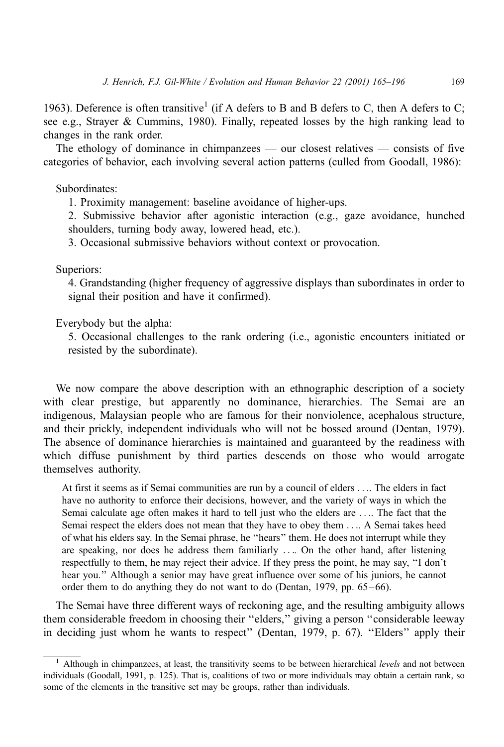1963). Deference is often transitive[1] (if A defers to B and B defers to C, then A defers to C; see e.g., Strayer & Cummins, 1980). Finally, repeated losses by the high ranking lead to changes in the rank order.

The ethology of dominance in chimpanzees — our closest relatives — consists of five categories of behavior, each involving several action patterns (culled from Goodall, 1986):

Subordinates:

1. Proximity management: baseline avoidance of higher-ups.
2. Submissive behavior after agonistic interaction (e.g., gaze avoidance, hunched shoulders, turning body away, lowered head, etc.).
3. Occasional submissive behaviors without context or provocation.

Superiors:

4. Grandstanding (higher frequency of aggressive displays than subordinates in order to signal their position and have it confirmed).

Everybody but the alpha:

5. Occasional challenges to the rank ordering (i.e., agonistic encounters initiated or resisted by the subordinate).

We now compare the above description with an ethnographic description of a society with clear prestige, but apparently no dominance, hierarchies. The Semai are an indigenous, Malaysian people who are famous for their nonviolence, acephalous structure, and their prickly, independent individuals who will not be bossed around (Dentan, 1979). The absence of dominance hierarchies is maintained and guaranteed by the readiness with which diffuse punishment by third parties descends on those who would arrogate themselves authority.

> At first it seems as if Semai communities are run by a council of elders .... The elders in fact have no authority to enforce their decisions, however, and the variety of ways in which the Semai calculate age often makes it hard to tell just who the elders are .... The fact that the Semai respect the elders does not mean that they have to obey them .... A Semai takes heed of what his elders say. In the Semai phrase, he "hears" them. He does not interrupt while they are speaking, nor does he address them familiarly .... On the other hand, after listening respectfully to them, he may reject their advice. If they press the point, he may say, "I don't hear you." Although a senior may have great influence over some of his juniors, he cannot order them to do anything they do not want to do (Dentan, 1979, pp. 65–66).

The Semai have three different ways of reckoning age, and the resulting ambiguity allows them considerable freedom in choosing their "elders," giving a person "considerable leeway in deciding just whom he wants to respect" (Dentan, 1979, p. 67). "Elders" apply their

[1] Although in chimpanzees, at least, the transitivity seems to be between hierarchical *levels* and not between individuals (Goodall, 1991, p. 125). That is, coalitions of two or more individuals may obtain a certain rank, so some of the elements in the transitive set may be groups, rather than individuals.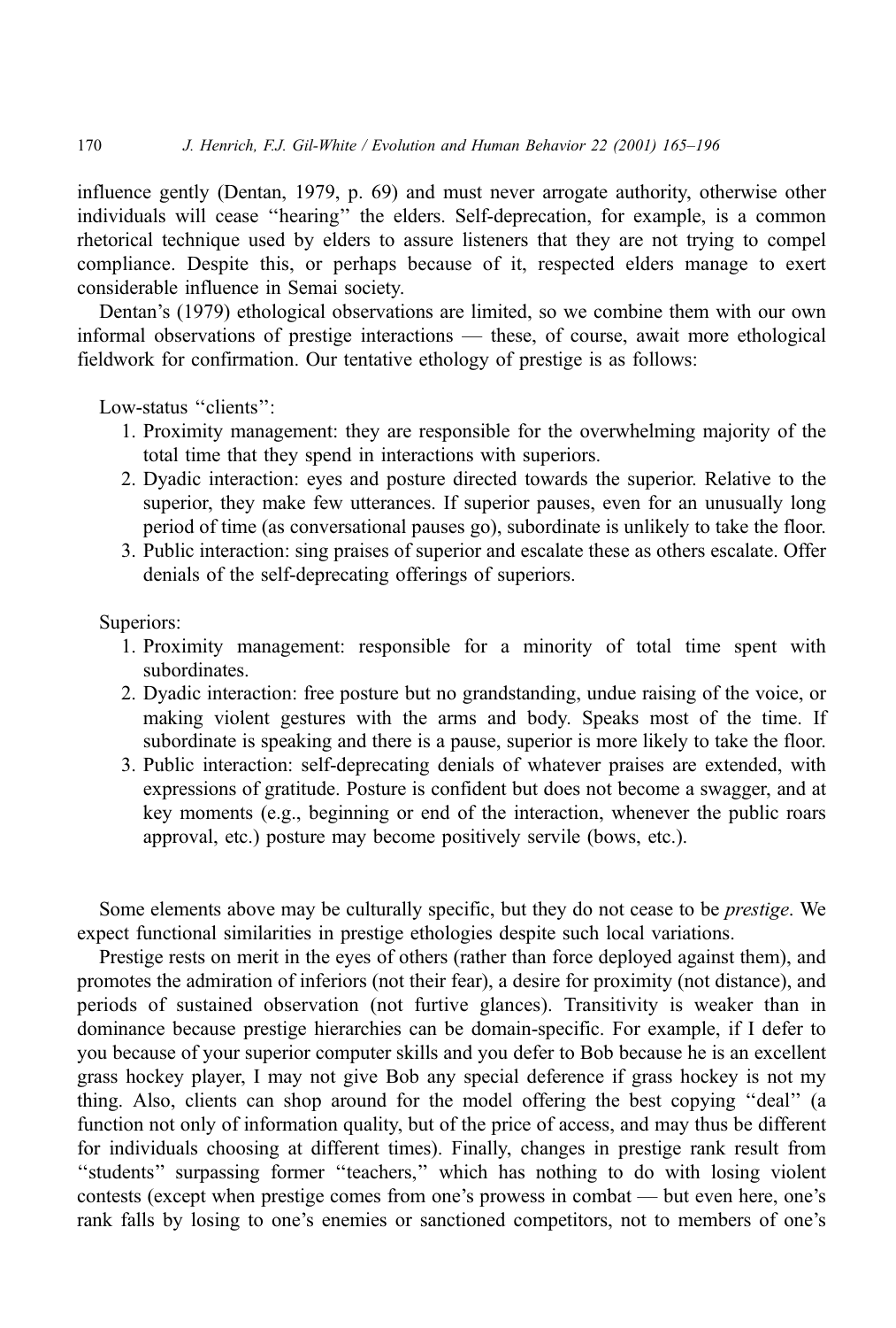influence gently (Dentan, 1979, p. 69) and must never arrogate authority, otherwise other individuals will cease "hearing" the elders. Self-deprecation, for example, is a common rhetorical technique used by elders to assure listeners that they are not trying to compel compliance. Despite this, or perhaps because of it, respected elders manage to exert considerable influence in Semai society.

Dentan's (1979) ethological observations are limited, so we combine them with our own informal observations of prestige interactions — these, of course, await more ethological fieldwork for confirmation. Our tentative ethology of prestige is as follows:

Low-status "clients":

1. Proximity management: they are responsible for the overwhelming majority of the total time that they spend in interactions with superiors.
2. Dyadic interaction: eyes and posture directed towards the superior. Relative to the superior, they make few utterances. If superior pauses, even for an unusually long period of time (as conversational pauses go), subordinate is unlikely to take the floor.
3. Public interaction: sing praises of superior and escalate these as others escalate. Offer denials of the self-deprecating offerings of superiors.

Superiors:

1. Proximity management: responsible for a minority of total time spent with subordinates.
2. Dyadic interaction: free posture but no grandstanding, undue raising of the voice, or making violent gestures with the arms and body. Speaks most of the time. If subordinate is speaking and there is a pause, superior is more likely to take the floor.
3. Public interaction: self-deprecating denials of whatever praises are extended, with expressions of gratitude. Posture is confident but does not become a swagger, and at key moments (e.g., beginning or end of the interaction, whenever the public roars approval, etc.) posture may become positively servile (bows, etc.).

Some elements above may be culturally specific, but they do not cease to be *prestige*. We expect functional similarities in prestige ethologies despite such local variations.

Prestige rests on merit in the eyes of others (rather than force deployed against them), and promotes the admiration of inferiors (not their fear), a desire for proximity (not distance), and periods of sustained observation (not furtive glances). Transitivity is weaker than in dominance because prestige hierarchies can be domain-specific. For example, if I defer to you because of your superior computer skills and you defer to Bob because he is an excellent grass hockey player, I may not give Bob any special deference if grass hockey is not my thing. Also, clients can shop around for the model offering the best copying "deal" (a function not only of information quality, but of the price of access, and may thus be different for individuals choosing at different times). Finally, changes in prestige rank result from "students" surpassing former "teachers," which has nothing to do with losing violent contests (except when prestige comes from one's prowess in combat — but even here, one's rank falls by losing to one's enemies or sanctioned competitors, not to members of one's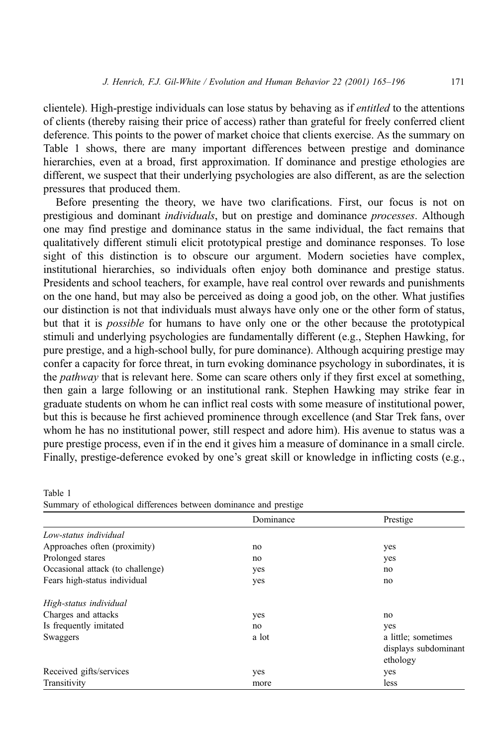clientele). High-prestige individuals can lose status by behaving as if *entitled* to the attentions of clients (thereby raising their price of access) rather than grateful for freely conferred client deference. This points to the power of market choice that clients exercise. As the summary on Table 1 shows, there are many important differences between prestige and dominance hierarchies, even at a broad, first approximation. If dominance and prestige ethologies are different, we suspect that their underlying psychologies are also different, as are the selection pressures that produced them.

Before presenting the theory, we have two clarifications. First, our focus is not on prestigious and dominant *individuals*, but on prestige and dominance *processes*. Although one may find prestige and dominance status in the same individual, the fact remains that qualitatively different stimuli elicit prototypical prestige and dominance responses. To lose sight of this distinction is to obscure our argument. Modern societies have complex, institutional hierarchies, so individuals often enjoy both dominance and prestige status. Presidents and school teachers, for example, have real control over rewards and punishments on the one hand, but may also be perceived as doing a good job, on the other. What justifies our distinction is not that individuals must always have only one or the other form of status, but that it is *possible* for humans to have only one or the other because the prototypical stimuli and underlying psychologies are fundamentally different (e.g., Stephen Hawking, for pure prestige, and a high-school bully, for pure dominance). Although acquiring prestige may confer a capacity for force threat, in turn evoking dominance psychology in subordinates, it is the *pathway* that is relevant here. Some can scare others only if they first excel at something, then gain a large following or an institutional rank. Stephen Hawking may strike fear in graduate students on whom he can inflict real costs with some measure of institutional power, but this is because he first achieved prominence through excellence (and Star Trek fans, over whom he has no institutional power, still respect and adore him). His avenue to status was a pure prestige process, even if in the end it gives him a measure of dominance in a small circle. Finally, prestige-deference evoked by one's great skill or knowledge in inflicting costs (e.g.,

Table 1
Summary of ethological differences between dominance and prestige

| | Dominance | Prestige |
|---|---|---|
| *Low-status individual* | | |
| Approaches often (proximity) | no | yes |
| Prolonged stares | no | yes |
| Occasional attack (to challenge) | yes | no |
| Fears high-status individual | yes | no |
| *High-status individual* | | |
| Charges and attacks | yes | no |
| Is frequently imitated | no | yes |
| Swaggers | a lot | a little; sometimes displays subdominant ethology |
| Received gifts/services | yes | yes |
| Transitivity | more | less |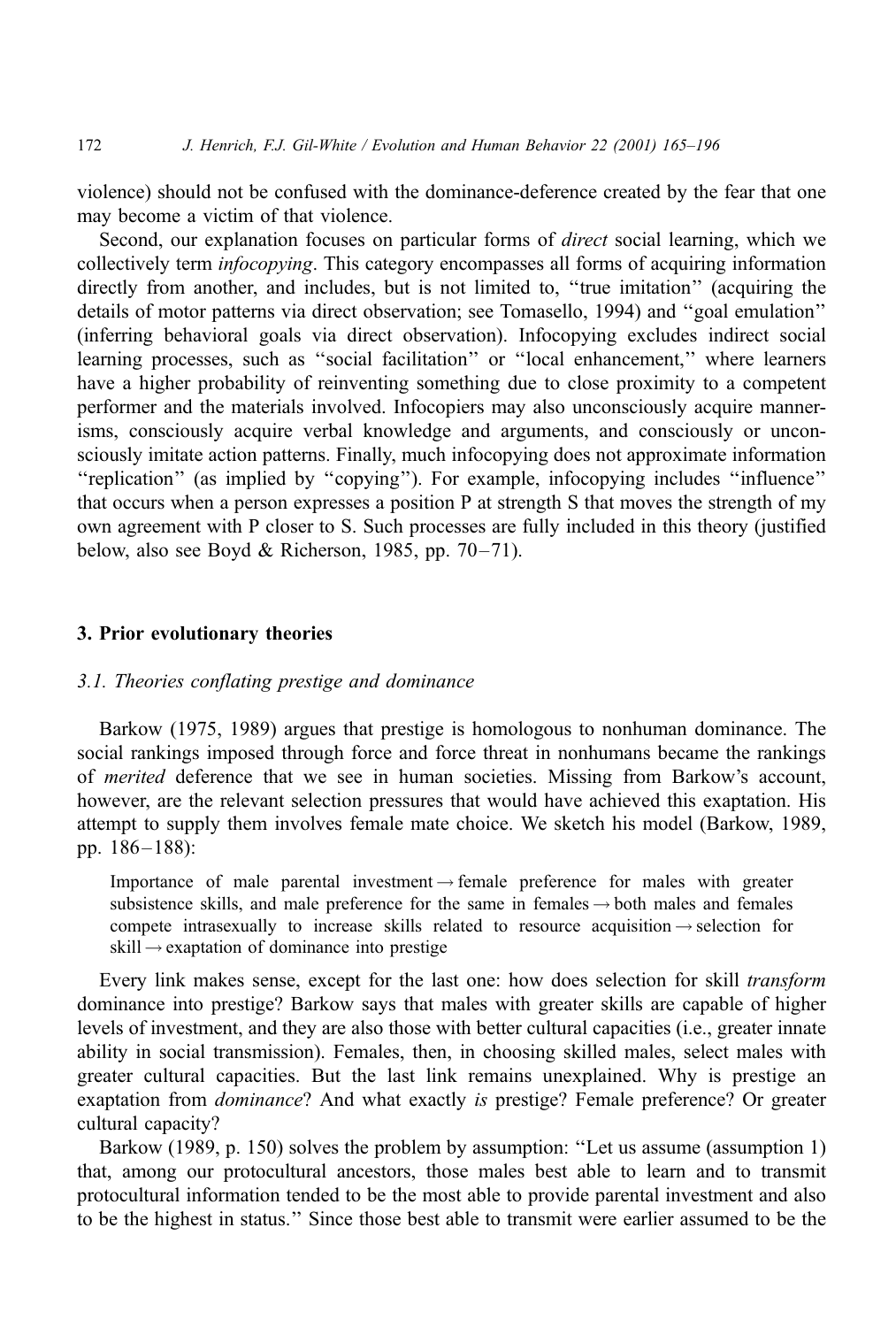violence) should not be confused with the dominance-deference created by the fear that one may become a victim of that violence.

Second, our explanation focuses on particular forms of *direct* social learning, which we collectively term *infocopying*. This category encompasses all forms of acquiring information directly from another, and includes, but is not limited to, "true imitation" (acquiring the details of motor patterns via direct observation; see Tomasello, 1994) and "goal emulation" (inferring behavioral goals via direct observation). Infocopying excludes indirect social learning processes, such as "social facilitation" or "local enhancement," where learners have a higher probability of reinventing something due to close proximity to a competent performer and the materials involved. Infocopiers may also unconsciously acquire mannerisms, consciously acquire verbal knowledge and arguments, and consciously or unconsciously imitate action patterns. Finally, much infocopying does not approximate information "replication" (as implied by "copying"). For example, infocopying includes "influence" that occurs when a person expresses a position P at strength S that moves the strength of my own agreement with P closer to S. Such processes are fully included in this theory (justified below, also see Boyd & Richerson, 1985, pp. 70–71).

## 3. Prior evolutionary theories

### 3.1. Theories conflating prestige and dominance

Barkow (1975, 1989) argues that prestige is homologous to nonhuman dominance. The social rankings imposed through force and force threat in nonhumans became the rankings of *merited* deference that we see in human societies. Missing from Barkow's account, however, are the relevant selection pressures that would have achieved this exaptation. His attempt to supply them involves female mate choice. We sketch his model (Barkow, 1989, pp. 186–188):

> Importance of male parental investment → female preference for males with greater subsistence skills, and male preference for the same in females → both males and females compete intrasexually to increase skills related to resource acquisition → selection for skill → exaptation of dominance into prestige

Every link makes sense, except for the last one: how does selection for skill *transform* dominance into prestige? Barkow says that males with greater skills are capable of higher levels of investment, and they are also those with better cultural capacities (i.e., greater innate ability in social transmission). Females, then, in choosing skilled males, select males with greater cultural capacities. But the last link remains unexplained. Why is prestige an exaptation from *dominance*? And what exactly *is* prestige? Female preference? Or greater cultural capacity?

Barkow (1989, p. 150) solves the problem by assumption: "Let us assume (assumption 1) that, among our protocultural ancestors, those males best able to learn and to transmit protocultural information tended to be the most able to provide parental investment and also to be the highest in status." Since those best able to transmit were earlier assumed to be the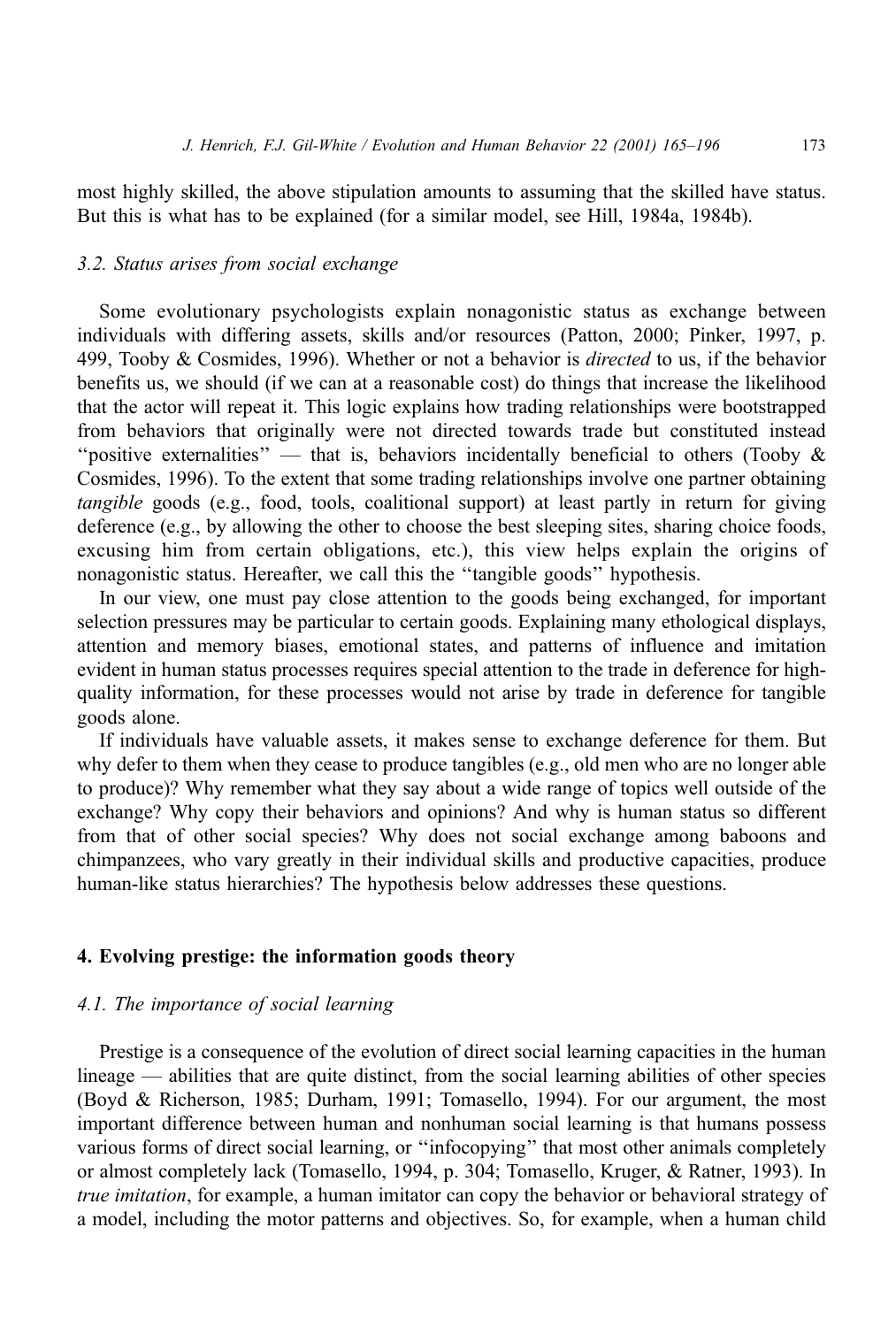most highly skilled, the above stipulation amounts to assuming that the skilled have status. But this is what has to be explained (for a similar model, see Hill, 1984a, 1984b).

### 3.2. Status arises from social exchange

Some evolutionary psychologists explain nonagonistic status as exchange between individuals with differing assets, skills and/or resources (Patton, 2000; Pinker, 1997, p. 499, Tooby & Cosmides, 1996). Whether or not a behavior is *directed* to us, if the behavior benefits us, we should (if we can at a reasonable cost) do things that increase the likelihood that the actor will repeat it. This logic explains how trading relationships were bootstrapped from behaviors that originally were not directed towards trade but constituted instead "positive externalities" — that is, behaviors incidentally beneficial to others (Tooby & Cosmides, 1996). To the extent that some trading relationships involve one partner obtaining *tangible* goods (e.g., food, tools, coalitional support) at least partly in return for giving deference (e.g., by allowing the other to choose the best sleeping sites, sharing choice foods, excusing him from certain obligations, etc.), this view helps explain the origins of nonagonistic status. Hereafter, we call this the "tangible goods" hypothesis.

In our view, one must pay close attention to the goods being exchanged, for important selection pressures may be particular to certain goods. Explaining many ethological displays, attention and memory biases, emotional states, and patterns of influence and imitation evident in human status processes requires special attention to the trade in deference for high-quality information, for these processes would not arise by trade in deference for tangible goods alone.

If individuals have valuable assets, it makes sense to exchange deference for them. But why defer to them when they cease to produce tangibles (e.g., old men who are no longer able to produce)? Why remember what they say about a wide range of topics well outside of the exchange? Why copy their behaviors and opinions? And why is human status so different from that of other social species? Why does not social exchange among baboons and chimpanzees, who vary greatly in their individual skills and productive capacities, produce human-like status hierarchies? The hypothesis below addresses these questions.

## 4. Evolving prestige: the information goods theory

### 4.1. The importance of social learning

Prestige is a consequence of the evolution of direct social learning capacities in the human lineage — abilities that are quite distinct, from the social learning abilities of other species (Boyd & Richerson, 1985; Durham, 1991; Tomasello, 1994). For our argument, the most important difference between human and nonhuman social learning is that humans possess various forms of direct social learning, or "infocopying" that most other animals completely or almost completely lack (Tomasello, 1994, p. 304; Tomasello, Kruger, & Ratner, 1993). In *true imitation*, for example, a human imitator can copy the behavior or behavioral strategy of a model, including the motor patterns and objectives. So, for example, when a human child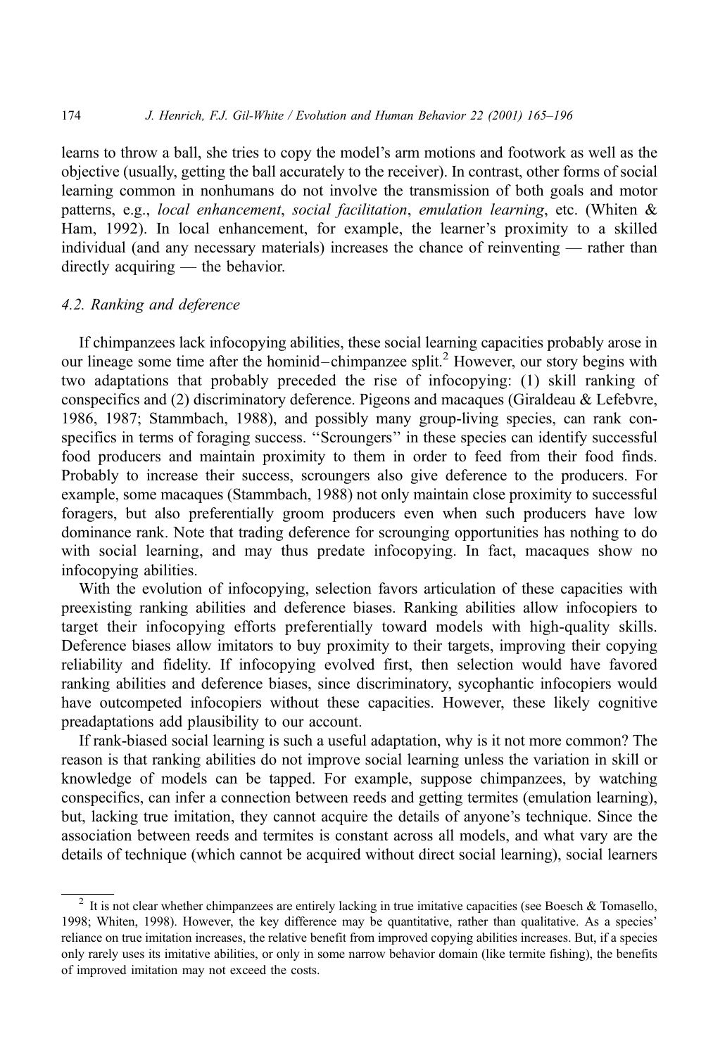learns to throw a ball, she tries to copy the model's arm motions and footwork as well as the objective (usually, getting the ball accurately to the receiver). In contrast, other forms of social learning common in nonhumans do not involve the transmission of both goals and motor patterns, e.g., *local enhancement*, *social facilitation*, *emulation learning*, etc. (Whiten & Ham, 1992). In local enhancement, for example, the learner's proximity to a skilled individual (and any necessary materials) increases the chance of reinventing — rather than directly acquiring — the behavior.

### 4.2. Ranking and deference

If chimpanzees lack infocopying abilities, these social learning capacities probably arose in our lineage some time after the hominid–chimpanzee split.[2] However, our story begins with two adaptations that probably preceded the rise of infocopying: (1) skill ranking of conspecifics and (2) discriminatory deference. Pigeons and macaques (Giraldeau & Lefebvre, 1986, 1987; Stammbach, 1988), and possibly many group-living species, can rank conspecifics in terms of foraging success. "Scroungers" in these species can identify successful food producers and maintain proximity to them in order to feed from their food finds. Probably to increase their success, scroungers also give deference to the producers. For example, some macaques (Stammbach, 1988) not only maintain close proximity to successful foragers, but also preferentially groom producers even when such producers have low dominance rank. Note that trading deference for scrounging opportunities has nothing to do with social learning, and may thus predate infocopying. In fact, macaques show no infocopying abilities.

With the evolution of infocopying, selection favors articulation of these capacities with preexisting ranking abilities and deference biases. Ranking abilities allow infocopiers to target their infocopying efforts preferentially toward models with high-quality skills. Deference biases allow imitators to buy proximity to their targets, improving their copying reliability and fidelity. If infocopying evolved first, then selection would have favored ranking abilities and deference biases, since discriminatory, sycophantic infocopiers would have outcompeted infocopiers without these capacities. However, these likely cognitive preadaptations add plausibility to our account.

If rank-biased social learning is such a useful adaptation, why is it not more common? The reason is that ranking abilities do not improve social learning unless the variation in skill or knowledge of models can be tapped. For example, suppose chimpanzees, by watching conspecifics, can infer a connection between reeds and getting termites (emulation learning), but, lacking true imitation, they cannot acquire the details of anyone's technique. Since the association between reeds and termites is constant across all models, and what vary are the details of technique (which cannot be acquired without direct social learning), social learners

[2] It is not clear whether chimpanzees are entirely lacking in true imitative capacities (see Boesch & Tomasello, 1998; Whiten, 1998). However, the key difference may be quantitative, rather than qualitative. As a species' reliance on true imitation increases, the relative benefit from improved copying abilities increases. But, if a species only rarely uses its imitative abilities, or only in some narrow behavior domain (like termite fishing), the benefits of improved imitation may not exceed the costs.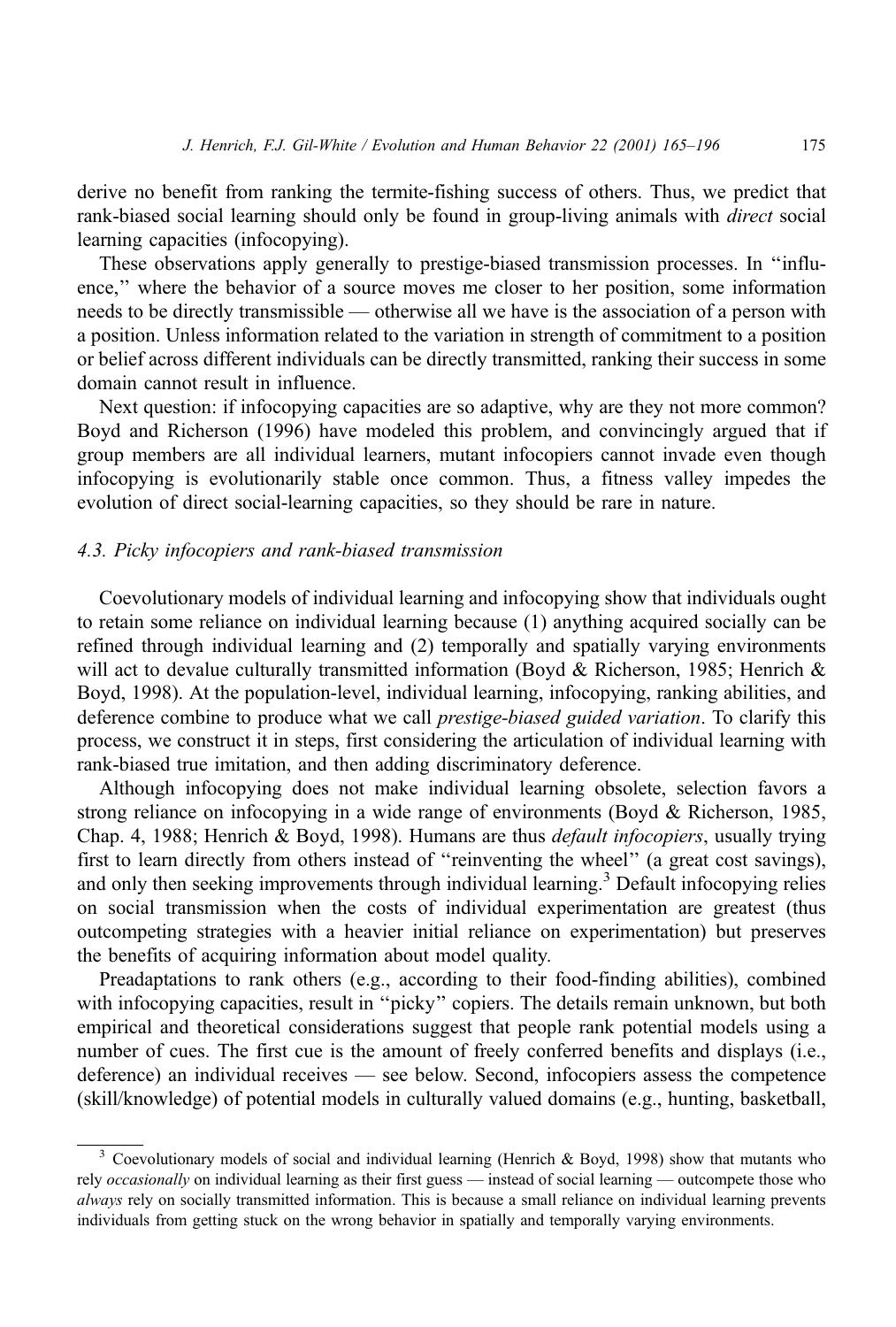derive no benefit from ranking the termite-fishing success of others. Thus, we predict that rank-biased social learning should only be found in group-living animals with *direct* social learning capacities (infocopying).

These observations apply generally to prestige-biased transmission processes. In "influence," where the behavior of a source moves me closer to her position, some information needs to be directly transmissible — otherwise all we have is the association of a person with a position. Unless information related to the variation in strength of commitment to a position or belief across different individuals can be directly transmitted, ranking their success in some domain cannot result in influence.

Next question: if infocopying capacities are so adaptive, why are they not more common? Boyd and Richerson (1996) have modeled this problem, and convincingly argued that if group members are all individual learners, mutant infocopiers cannot invade even though infocopying is evolutionarily stable once common. Thus, a fitness valley impedes the evolution of direct social-learning capacities, so they should be rare in nature.

### 4.3. Picky infocopiers and rank-biased transmission

Coevolutionary models of individual learning and infocopying show that individuals ought to retain some reliance on individual learning because (1) anything acquired socially can be refined through individual learning and (2) temporally and spatially varying environments will act to devalue culturally transmitted information (Boyd & Richerson, 1985; Henrich & Boyd, 1998). At the population-level, individual learning, infocopying, ranking abilities, and deference combine to produce what we call *prestige-biased guided variation*. To clarify this process, we construct it in steps, first considering the articulation of individual learning with rank-biased true imitation, and then adding discriminatory deference.

Although infocopying does not make individual learning obsolete, selection favors a strong reliance on infocopying in a wide range of environments (Boyd & Richerson, 1985, Chap. 4, 1988; Henrich & Boyd, 1998). Humans are thus *default infocopiers*, usually trying first to learn directly from others instead of "reinventing the wheel" (a great cost savings), and only then seeking improvements through individual learning.[3] Default infocopying relies on social transmission when the costs of individual experimentation are greatest (thus outcompeting strategies with a heavier initial reliance on experimentation) but preserves the benefits of acquiring information about model quality.

Preadaptations to rank others (e.g., according to their food-finding abilities), combined with infocopying capacities, result in "picky" copiers. The details remain unknown, but both empirical and theoretical considerations suggest that people rank potential models using a number of cues. The first cue is the amount of freely conferred benefits and displays (i.e., deference) an individual receives — see below. Second, infocopiers assess the competence (skill/knowledge) of potential models in culturally valued domains (e.g., hunting, basketball,

[3] Coevolutionary models of social and individual learning (Henrich & Boyd, 1998) show that mutants who rely *occasionally* on individual learning as their first guess — instead of social learning — outcompete those who *always* rely on socially transmitted information. This is because a small reliance on individual learning prevents individuals from getting stuck on the wrong behavior in spatially and temporally varying environments.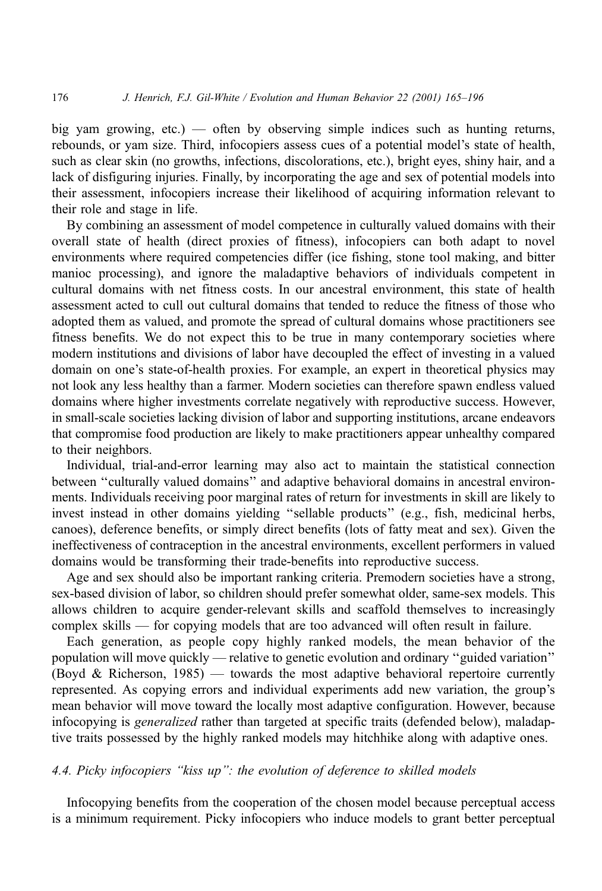big yam growing, etc.) — often by observing simple indices such as hunting returns, rebounds, or yam size. Third, infocopiers assess cues of a potential model's state of health, such as clear skin (no growths, infections, discolorations, etc.), bright eyes, shiny hair, and a lack of disfiguring injuries. Finally, by incorporating the age and sex of potential models into their assessment, infocopiers increase their likelihood of acquiring information relevant to their role and stage in life.

By combining an assessment of model competence in culturally valued domains with their overall state of health (direct proxies of fitness), infocopiers can both adapt to novel environments where required competencies differ (ice fishing, stone tool making, and bitter manioc processing), and ignore the maladaptive behaviors of individuals competent in cultural domains with net fitness costs. In our ancestral environment, this state of health assessment acted to cull out cultural domains that tended to reduce the fitness of those who adopted them as valued, and promote the spread of cultural domains whose practitioners see fitness benefits. We do not expect this to be true in many contemporary societies where modern institutions and divisions of labor have decoupled the effect of investing in a valued domain on one's state-of-health proxies. For example, an expert in theoretical physics may not look any less healthy than a farmer. Modern societies can therefore spawn endless valued domains where higher investments correlate negatively with reproductive success. However, in small-scale societies lacking division of labor and supporting institutions, arcane endeavors that compromise food production are likely to make practitioners appear unhealthy compared to their neighbors.

Individual, trial-and-error learning may also act to maintain the statistical connection between "culturally valued domains" and adaptive behavioral domains in ancestral environments. Individuals receiving poor marginal rates of return for investments in skill are likely to invest instead in other domains yielding "sellable products" (e.g., fish, medicinal herbs, canoes), deference benefits, or simply direct benefits (lots of fatty meat and sex). Given the ineffectiveness of contraception in the ancestral environments, excellent performers in valued domains would be transforming their trade-benefits into reproductive success.

Age and sex should also be important ranking criteria. Premodern societies have a strong, sex-based division of labor, so children should prefer somewhat older, same-sex models. This allows children to acquire gender-relevant skills and scaffold themselves to increasingly complex skills — for copying models that are too advanced will often result in failure.

Each generation, as people copy highly ranked models, the mean behavior of the population will move quickly — relative to genetic evolution and ordinary "guided variation" (Boyd & Richerson, 1985) — towards the most adaptive behavioral repertoire currently represented. As copying errors and individual experiments add new variation, the group's mean behavior will move toward the locally most adaptive configuration. However, because infocopying is *generalized* rather than targeted at specific traits (defended below), maladaptive traits possessed by the highly ranked models may hitchhike along with adaptive ones.

### 4.4. Picky infocopiers "kiss up": the evolution of deference to skilled models

Infocopying benefits from the cooperation of the chosen model because perceptual access is a minimum requirement. Picky infocopiers who induce models to grant better perceptual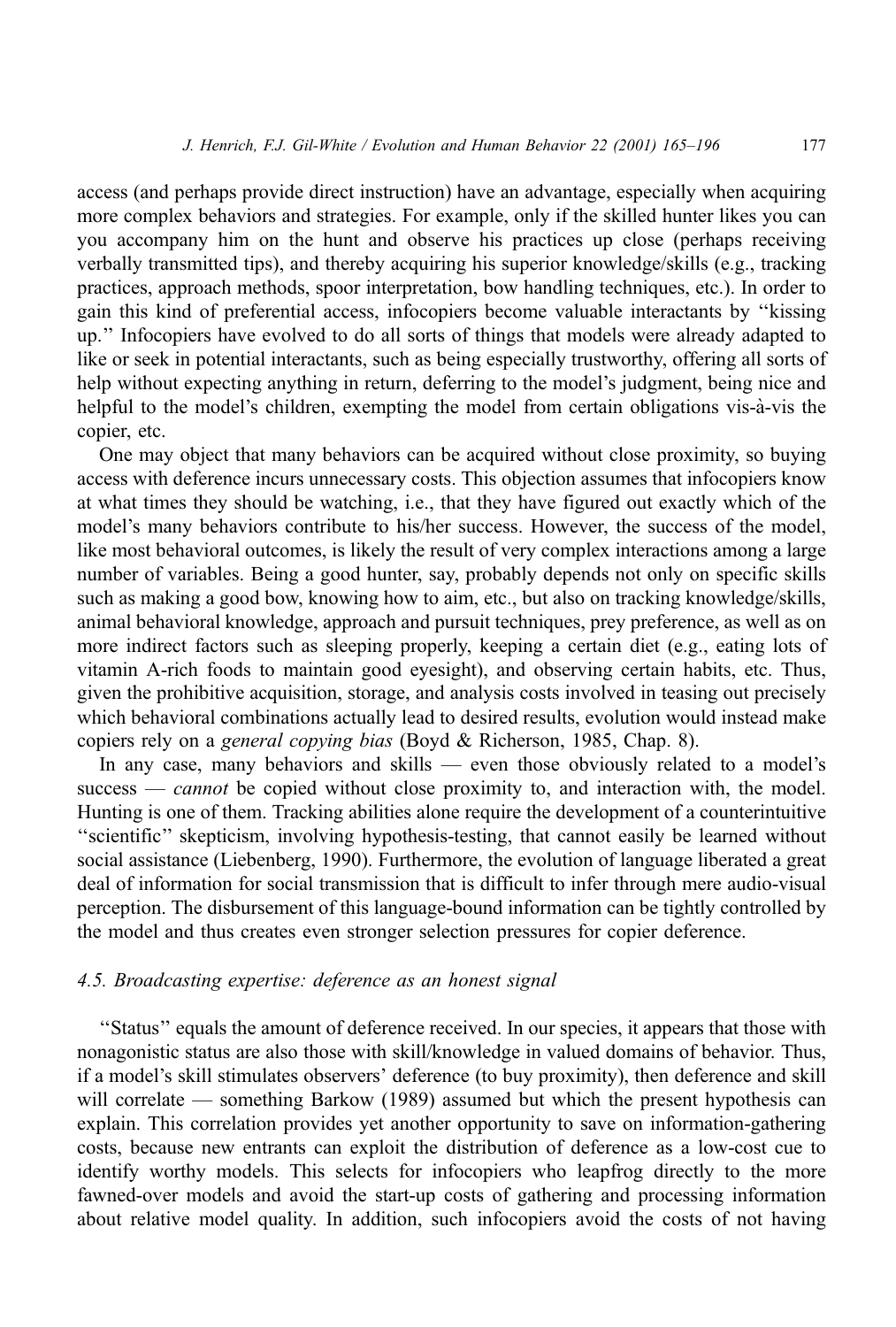access (and perhaps provide direct instruction) have an advantage, especially when acquiring more complex behaviors and strategies. For example, only if the skilled hunter likes you can you accompany him on the hunt and observe his practices up close (perhaps receiving verbally transmitted tips), and thereby acquiring his superior knowledge/skills (e.g., tracking practices, approach methods, spoor interpretation, bow handling techniques, etc.). In order to gain this kind of preferential access, infocopiers become valuable interactants by ''kissing up.'' Infocopiers have evolved to do all sorts of things that models were already adapted to like or seek in potential interactants, such as being especially trustworthy, offering all sorts of help without expecting anything in return, deferring to the model's judgment, being nice and helpful to the model's children, exempting the model from certain obligations vis-à-vis the copier, etc.

One may object that many behaviors can be acquired without close proximity, so buying access with deference incurs unnecessary costs. This objection assumes that infocopiers know at what times they should be watching, i.e., that they have figured out exactly which of the model's many behaviors contribute to his/her success. However, the success of the model, like most behavioral outcomes, is likely the result of very complex interactions among a large number of variables. Being a good hunter, say, probably depends not only on specific skills such as making a good bow, knowing how to aim, etc., but also on tracking knowledge/skills, animal behavioral knowledge, approach and pursuit techniques, prey preference, as well as on more indirect factors such as sleeping properly, keeping a certain diet (e.g., eating lots of vitamin A-rich foods to maintain good eyesight), and observing certain habits, etc. Thus, given the prohibitive acquisition, storage, and analysis costs involved in teasing out precisely which behavioral combinations actually lead to desired results, evolution would instead make copiers rely on a *general copying bias* (Boyd & Richerson, 1985, Chap. 8).

In any case, many behaviors and skills — even those obviously related to a model's success — *cannot* be copied without close proximity to, and interaction with, the model. Hunting is one of them. Tracking abilities alone require the development of a counterintuitive ''scientific'' skepticism, involving hypothesis-testing, that cannot easily be learned without social assistance (Liebenberg, 1990). Furthermore, the evolution of language liberated a great deal of information for social transmission that is difficult to infer through mere audio-visual perception. The disbursement of this language-bound information can be tightly controlled by the model and thus creates even stronger selection pressures for copier deference.

### 4.5. Broadcasting expertise: deference as an honest signal

''Status'' equals the amount of deference received. In our species, it appears that those with nonagonistic status are also those with skill/knowledge in valued domains of behavior. Thus, if a model's skill stimulates observers' deference (to buy proximity), then deference and skill will correlate — something Barkow (1989) assumed but which the present hypothesis can explain. This correlation provides yet another opportunity to save on information-gathering costs, because new entrants can exploit the distribution of deference as a low-cost cue to identify worthy models. This selects for infocopiers who leapfrog directly to the more fawned-over models and avoid the start-up costs of gathering and processing information about relative model quality. In addition, such infocopiers avoid the costs of not having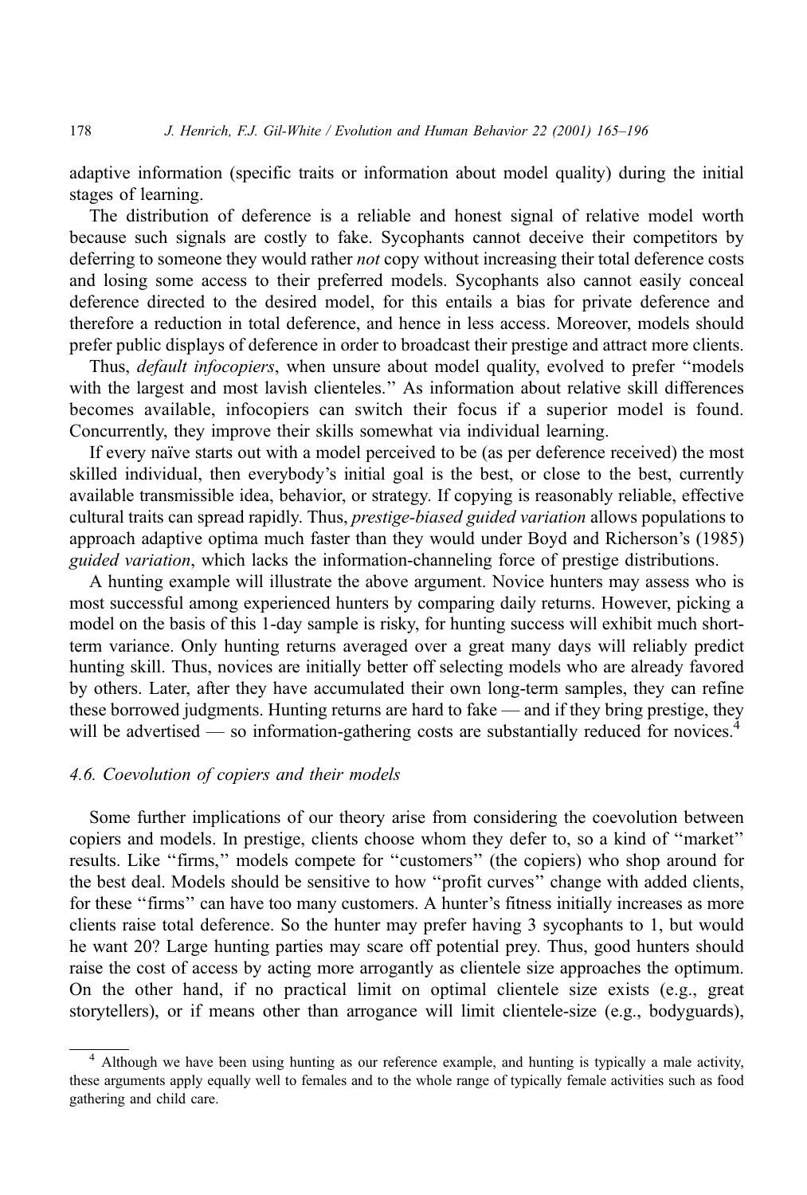adaptive information (specific traits or information about model quality) during the initial stages of learning.

The distribution of deference is a reliable and honest signal of relative model worth because such signals are costly to fake. Sycophants cannot deceive their competitors by deferring to someone they would rather *not* copy without increasing their total deference costs and losing some access to their preferred models. Sycophants also cannot easily conceal deference directed to the desired model, for this entails a bias for private deference and therefore a reduction in total deference, and hence in less access. Moreover, models should prefer public displays of deference in order to broadcast their prestige and attract more clients.

Thus, *default infocopiers*, when unsure about model quality, evolved to prefer ''models with the largest and most lavish clienteles.'' As information about relative skill differences becomes available, infocopiers can switch their focus if a superior model is found. Concurrently, they improve their skills somewhat via individual learning.

If every naïve starts out with a model perceived to be (as per deference received) the most skilled individual, then everybody's initial goal is the best, or close to the best, currently available transmissible idea, behavior, or strategy. If copying is reasonably reliable, effective cultural traits can spread rapidly. Thus, *prestige-biased guided variation* allows populations to approach adaptive optima much faster than they would under Boyd and Richerson's (1985) *guided variation*, which lacks the information-channeling force of prestige distributions.

A hunting example will illustrate the above argument. Novice hunters may assess who is most successful among experienced hunters by comparing daily returns. However, picking a model on the basis of this 1-day sample is risky, for hunting success will exhibit much short-term variance. Only hunting returns averaged over a great many days will reliably predict hunting skill. Thus, novices are initially better off selecting models who are already favored by others. Later, after they have accumulated their own long-term samples, they can refine these borrowed judgments. Hunting returns are hard to fake — and if they bring prestige, they will be advertised — so information-gathering costs are substantially reduced for novices.[4]

### *4.6. Coevolution of copiers and their models*

Some further implications of our theory arise from considering the coevolution between copiers and models. In prestige, clients choose whom they defer to, so a kind of ''market'' results. Like ''firms,'' models compete for ''customers'' (the copiers) who shop around for the best deal. Models should be sensitive to how ''profit curves'' change with added clients, for these ''firms'' can have too many customers. A hunter's fitness initially increases as more clients raise total deference. So the hunter may prefer having 3 sycophants to 1, but would he want 20? Large hunting parties may scare off potential prey. Thus, good hunters should raise the cost of access by acting more arrogantly as clientele size approaches the optimum. On the other hand, if no practical limit on optimal clientele size exists (e.g., great storytellers), or if means other than arrogance will limit clientele-size (e.g., bodyguards),

[4] Although we have been using hunting as our reference example, and hunting is typically a male activity, these arguments apply equally well to females and to the whole range of typically female activities such as food gathering and child care.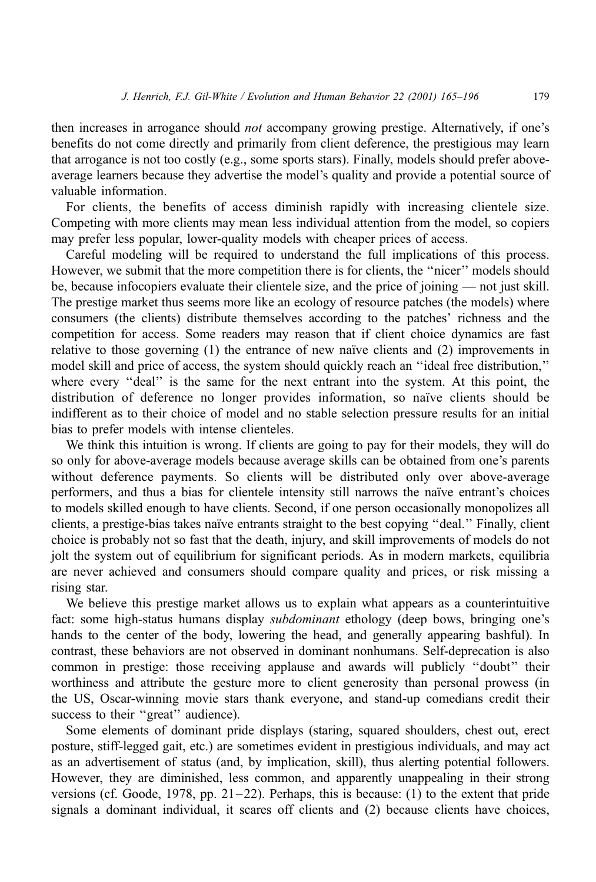then increases in arrogance should *not* accompany growing prestige. Alternatively, if one's benefits do not come directly and primarily from client deference, the prestigious may learn that arrogance is not too costly (e.g., some sports stars). Finally, models should prefer above-average learners because they advertise the model's quality and provide a potential source of valuable information.

For clients, the benefits of access diminish rapidly with increasing clientele size. Competing with more clients may mean less individual attention from the model, so copiers may prefer less popular, lower-quality models with cheaper prices of access.

Careful modeling will be required to understand the full implications of this process. However, we submit that the more competition there is for clients, the ''nicer'' models should be, because infocopiers evaluate their clientele size, and the price of joining — not just skill. The prestige market thus seems more like an ecology of resource patches (the models) where consumers (the clients) distribute themselves according to the patches' richness and the competition for access. Some readers may reason that if client choice dynamics are fast relative to those governing (1) the entrance of new naïve clients and (2) improvements in model skill and price of access, the system should quickly reach an ''ideal free distribution,'' where every ''deal'' is the same for the next entrant into the system. At this point, the distribution of deference no longer provides information, so naïve clients should be indifferent as to their choice of model and no stable selection pressure results for an initial bias to prefer models with intense clienteles.

We think this intuition is wrong. If clients are going to pay for their models, they will do so only for above-average models because average skills can be obtained from one's parents without deference payments. So clients will be distributed only over above-average performers, and thus a bias for clientele intensity still narrows the naïve entrant's choices to models skilled enough to have clients. Second, if one person occasionally monopolizes all clients, a prestige-bias takes naïve entrants straight to the best copying ''deal.'' Finally, client choice is probably not so fast that the death, injury, and skill improvements of models do not jolt the system out of equilibrium for significant periods. As in modern markets, equilibria are never achieved and consumers should compare quality and prices, or risk missing a rising star.

We believe this prestige market allows us to explain what appears as a counterintuitive fact: some high-status humans display *subdominant* ethology (deep bows, bringing one's hands to the center of the body, lowering the head, and generally appearing bashful). In contrast, these behaviors are not observed in dominant nonhumans. Self-deprecation is also common in prestige: those receiving applause and awards will publicly ''doubt'' their worthiness and attribute the gesture more to client generosity than personal prowess (in the US, Oscar-winning movie stars thank everyone, and stand-up comedians credit their success to their ''great'' audience).

Some elements of dominant pride displays (staring, squared shoulders, chest out, erect posture, stiff-legged gait, etc.) are sometimes evident in prestigious individuals, and may act as an advertisement of status (and, by implication, skill), thus alerting potential followers. However, they are diminished, less common, and apparently unappealing in their strong versions (cf. Goode, 1978, pp. 21–22). Perhaps, this is because: (1) to the extent that pride signals a dominant individual, it scares off clients and (2) because clients have choices,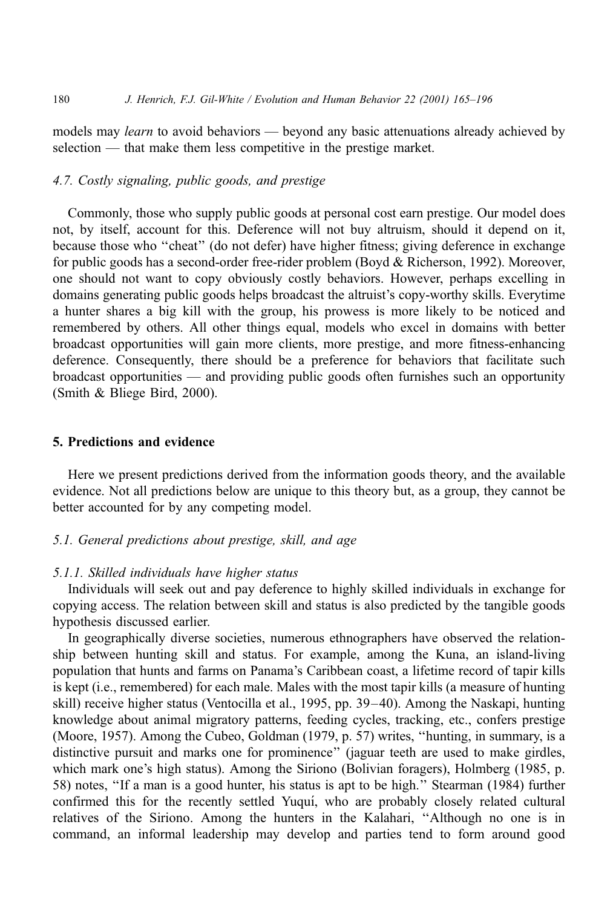models may *learn* to avoid behaviors — beyond any basic attenuations already achieved by selection — that make them less competitive in the prestige market.

### *4.7. Costly signaling, public goods, and prestige*

Commonly, those who supply public goods at personal cost earn prestige. Our model does not, by itself, account for this. Deference will not buy altruism, should it depend on it, because those who "cheat" (do not defer) have higher fitness; giving deference in exchange for public goods has a second-order free-rider problem (Boyd & Richerson, 1992). Moreover, one should not want to copy obviously costly behaviors. However, perhaps excelling in domains generating public goods helps broadcast the altruist's copy-worthy skills. Everytime a hunter shares a big kill with the group, his prowess is more likely to be noticed and remembered by others. All other things equal, models who excel in domains with better broadcast opportunities will gain more clients, more prestige, and more fitness-enhancing deference. Consequently, there should be a preference for behaviors that facilitate such broadcast opportunities — and providing public goods often furnishes such an opportunity (Smith & Bliege Bird, 2000).

## 5. Predictions and evidence

Here we present predictions derived from the information goods theory, and the available evidence. Not all predictions below are unique to this theory but, as a group, they cannot be better accounted for by any competing model.

### *5.1. General predictions about prestige, skill, and age*

#### *5.1.1. Skilled individuals have higher status*

Individuals will seek out and pay deference to highly skilled individuals in exchange for copying access. The relation between skill and status is also predicted by the tangible goods hypothesis discussed earlier.

In geographically diverse societies, numerous ethnographers have observed the relationship between hunting skill and status. For example, among the Kuna, an island-living population that hunts and farms on Panama's Caribbean coast, a lifetime record of tapir kills is kept (i.e., remembered) for each male. Males with the most tapir kills (a measure of hunting skill) receive higher status (Ventocilla et al., 1995, pp. 39–40). Among the Naskapi, hunting knowledge about animal migratory patterns, feeding cycles, tracking, etc., confers prestige (Moore, 1957). Among the Cubeo, Goldman (1979, p. 57) writes, "hunting, in summary, is a distinctive pursuit and marks one for prominence" (jaguar teeth are used to make girdles, which mark one's high status). Among the Siriono (Bolivian foragers), Holmberg (1985, p. 58) notes, "If a man is a good hunter, his status is apt to be high." Stearman (1984) further confirmed this for the recently settled Yuquí, who are probably closely related cultural relatives of the Siriono. Among the hunters in the Kalahari, "Although no one is in command, an informal leadership may develop and parties tend to form around good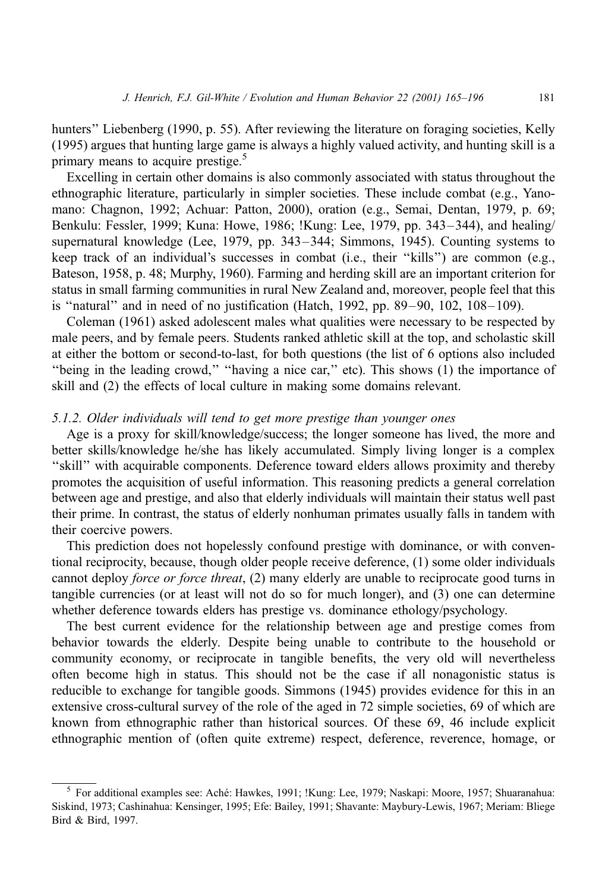hunters'' Liebenberg (1990, p. 55). After reviewing the literature on foraging societies, Kelly (1995) argues that hunting large game is always a highly valued activity, and hunting skill is a primary means to acquire prestige.[5]

Excelling in certain other domains is also commonly associated with status throughout the ethnographic literature, particularly in simpler societies. These include combat (e.g., Yanomano: Chagnon, 1992; Achuar: Patton, 2000), oration (e.g., Semai, Dentan, 1979, p. 69; Benkulu: Fessler, 1999; Kuna: Howe, 1986; !Kung: Lee, 1979, pp. 343–344), and healing/supernatural knowledge (Lee, 1979, pp. 343–344; Simmons, 1945). Counting systems to keep track of an individual's successes in combat (i.e., their ''kills'') are common (e.g., Bateson, 1958, p. 48; Murphy, 1960). Farming and herding skill are an important criterion for status in small farming communities in rural New Zealand and, moreover, people feel that this is ''natural'' and in need of no justification (Hatch, 1992, pp. 89–90, 102, 108–109).

Coleman (1961) asked adolescent males what qualities were necessary to be respected by male peers, and by female peers. Students ranked athletic skill at the top, and scholastic skill at either the bottom or second-to-last, for both questions (the list of 6 options also included ''being in the leading crowd,'' ''having a nice car,'' etc). This shows (1) the importance of skill and (2) the effects of local culture in making some domains relevant.

### 5.1.2. Older individuals will tend to get more prestige than younger ones

Age is a proxy for skill/knowledge/success; the longer someone has lived, the more and better skills/knowledge he/she has likely accumulated. Simply living longer is a complex ''skill'' with acquirable components. Deference toward elders allows proximity and thereby promotes the acquisition of useful information. This reasoning predicts a general correlation between age and prestige, and also that elderly individuals will maintain their status well past their prime. In contrast, the status of elderly nonhuman primates usually falls in tandem with their coercive powers.

This prediction does not hopelessly confound prestige with dominance, or with conventional reciprocity, because, though older people receive deference, (1) some older individuals cannot deploy *force or force threat*, (2) many elderly are unable to reciprocate good turns in tangible currencies (or at least will not do so for much longer), and (3) one can determine whether deference towards elders has prestige vs. dominance ethology/psychology.

The best current evidence for the relationship between age and prestige comes from behavior towards the elderly. Despite being unable to contribute to the household or community economy, or reciprocate in tangible benefits, the very old will nevertheless often become high in status. This should not be the case if all nonagonistic status is reducible to exchange for tangible goods. Simmons (1945) provides evidence for this in an extensive cross-cultural survey of the role of the aged in 72 simple societies, 69 of which are known from ethnographic rather than historical sources. Of these 69, 46 include explicit ethnographic mention of (often quite extreme) respect, deference, reverence, homage, or

---

[5] For additional examples see: Aché: Hawkes, 1991; !Kung: Lee, 1979; Naskapi: Moore, 1957; Shuaranahua: Siskind, 1973; Cashinahua: Kensinger, 1995; Efe: Bailey, 1991; Shavante: Maybury-Lewis, 1967; Meriam: Bliege Bird & Bird, 1997.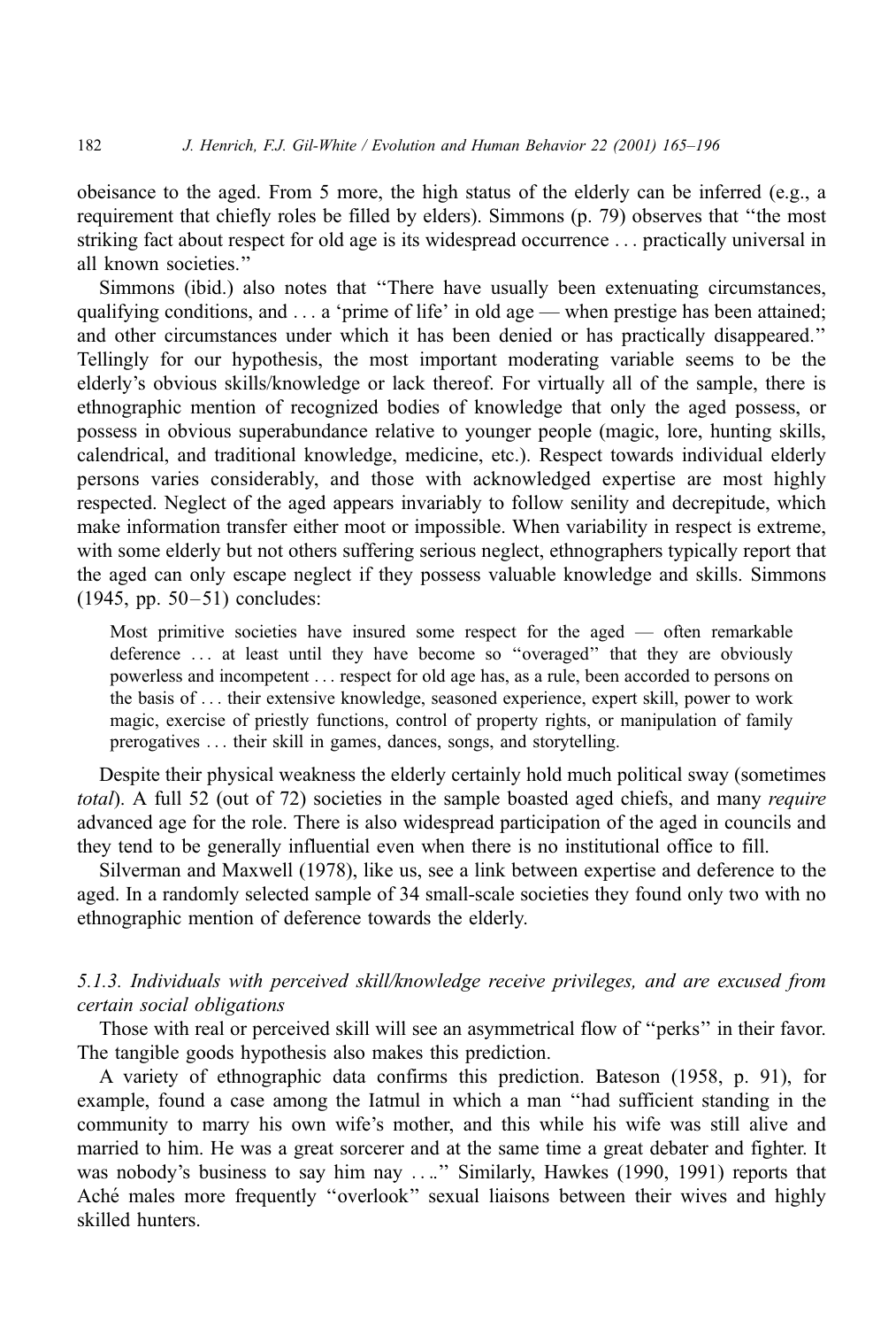obeisance to the aged. From 5 more, the high status of the elderly can be inferred (e.g., a requirement that chiefly roles be filled by elders). Simmons (p. 79) observes that "the most striking fact about respect for old age is its widespread occurrence . . . practically universal in all known societies."

Simmons (ibid.) also notes that "There have usually been extenuating circumstances, qualifying conditions, and . . . a 'prime of life' in old age — when prestige has been attained; and other circumstances under which it has been denied or has practically disappeared." Tellingly for our hypothesis, the most important moderating variable seems to be the elderly's obvious skills/knowledge or lack thereof. For virtually all of the sample, there is ethnographic mention of recognized bodies of knowledge that only the aged possess, or possess in obvious superabundance relative to younger people (magic, lore, hunting skills, calendrical, and traditional knowledge, medicine, etc.). Respect towards individual elderly persons varies considerably, and those with acknowledged expertise are most highly respected. Neglect of the aged appears invariably to follow senility and decrepitude, which make information transfer either moot or impossible. When variability in respect is extreme, with some elderly but not others suffering serious neglect, ethnographers typically report that the aged can only escape neglect if they possess valuable knowledge and skills. Simmons (1945, pp. 50–51) concludes:

> Most primitive societies have insured some respect for the aged — often remarkable deference . . . at least until they have become so "overaged" that they are obviously powerless and incompetent . . . respect for old age has, as a rule, been accorded to persons on the basis of . . . their extensive knowledge, seasoned experience, expert skill, power to work magic, exercise of priestly functions, control of property rights, or manipulation of family prerogatives . . . their skill in games, dances, songs, and storytelling.

Despite their physical weakness the elderly certainly hold much political sway (sometimes *total*). A full 52 (out of 72) societies in the sample boasted aged chiefs, and many *require* advanced age for the role. There is also widespread participation of the aged in councils and they tend to be generally influential even when there is no institutional office to fill.

Silverman and Maxwell (1978), like us, see a link between expertise and deference to the aged. In a randomly selected sample of 34 small-scale societies they found only two with no ethnographic mention of deference towards the elderly.

#### *5.1.3. Individuals with perceived skill/knowledge receive privileges, and are excused from certain social obligations*

Those with real or perceived skill will see an asymmetrical flow of "perks" in their favor. The tangible goods hypothesis also makes this prediction.

A variety of ethnographic data confirms this prediction. Bateson (1958, p. 91), for example, found a case among the Iatmul in which a man "had sufficient standing in the community to marry his own wife's mother, and this while his wife was still alive and married to him. He was a great sorcerer and at the same time a great debater and fighter. It was nobody's business to say him nay . . .." Similarly, Hawkes (1990, 1991) reports that Aché males more frequently "overlook" sexual liaisons between their wives and highly skilled hunters.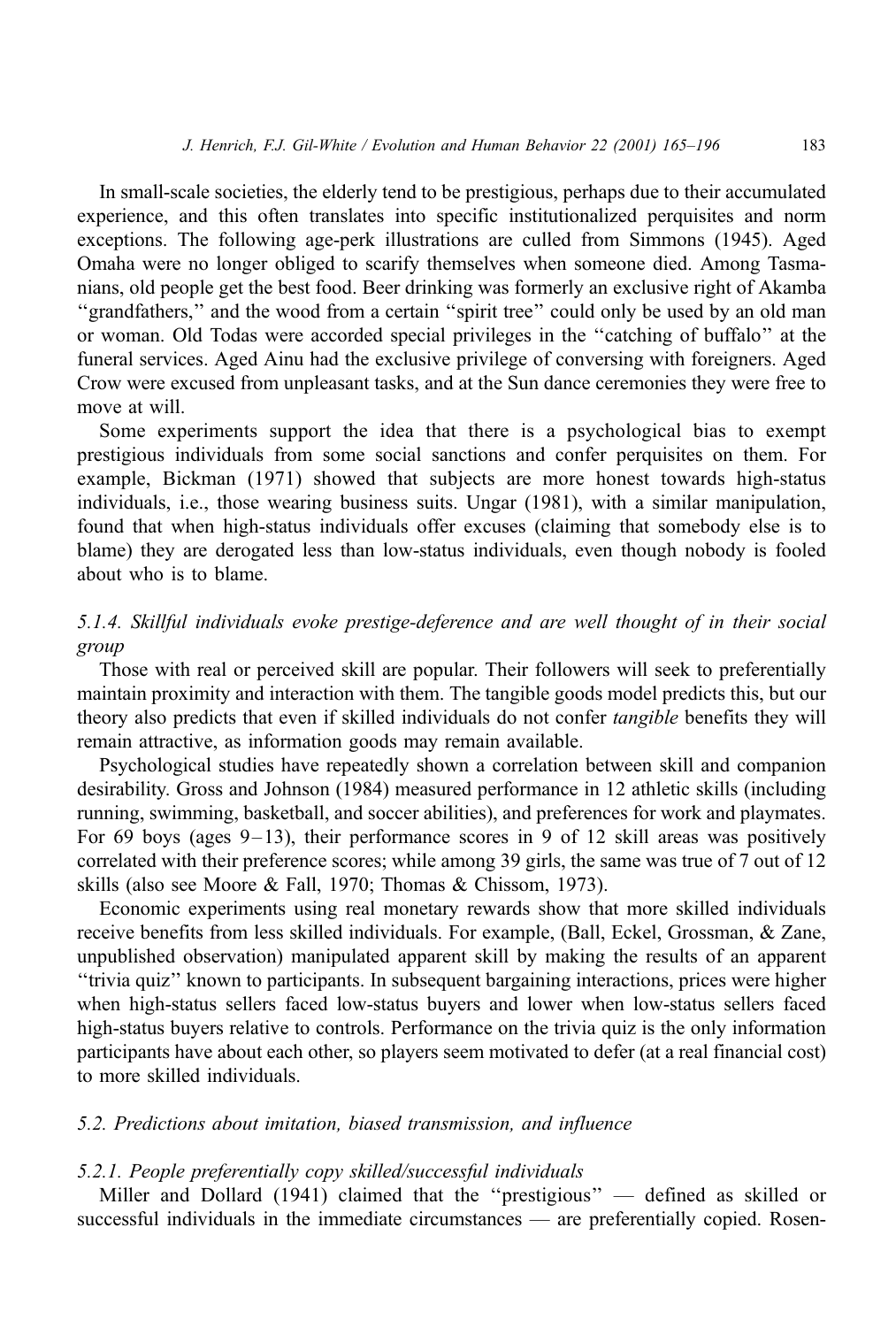In small-scale societies, the elderly tend to be prestigious, perhaps due to their accumulated experience, and this often translates into specific institutionalized perquisites and norm exceptions. The following age-perk illustrations are culled from Simmons (1945). Aged Omaha were no longer obliged to scarify themselves when someone died. Among Tasmanians, old people get the best food. Beer drinking was formerly an exclusive right of Akamba "grandfathers," and the wood from a certain "spirit tree" could only be used by an old man or woman. Old Todas were accorded special privileges in the "catching of buffalo" at the funeral services. Aged Ainu had the exclusive privilege of conversing with foreigners. Aged Crow were excused from unpleasant tasks, and at the Sun dance ceremonies they were free to move at will.

Some experiments support the idea that there is a psychological bias to exempt prestigious individuals from some social sanctions and confer perquisites on them. For example, Bickman (1971) showed that subjects are more honest towards high-status individuals, i.e., those wearing business suits. Ungar (1981), with a similar manipulation, found that when high-status individuals offer excuses (claiming that somebody else is to blame) they are derogated less than low-status individuals, even though nobody is fooled about who is to blame.

#### 5.1.4. Skillful individuals evoke prestige-deference and are well thought of in their social group

Those with real or perceived skill are popular. Their followers will seek to preferentially maintain proximity and interaction with them. The tangible goods model predicts this, but our theory also predicts that even if skilled individuals do not confer *tangible* benefits they will remain attractive, as information goods may remain available.

Psychological studies have repeatedly shown a correlation between skill and companion desirability. Gross and Johnson (1984) measured performance in 12 athletic skills (including running, swimming, basketball, and soccer abilities), and preferences for work and playmates. For 69 boys (ages 9–13), their performance scores in 9 of 12 skill areas was positively correlated with their preference scores; while among 39 girls, the same was true of 7 out of 12 skills (also see Moore & Fall, 1970; Thomas & Chissom, 1973).

Economic experiments using real monetary rewards show that more skilled individuals receive benefits from less skilled individuals. For example, (Ball, Eckel, Grossman, & Zane, unpublished observation) manipulated apparent skill by making the results of an apparent "trivia quiz" known to participants. In subsequent bargaining interactions, prices were higher when high-status sellers faced low-status buyers and lower when low-status sellers faced high-status buyers relative to controls. Performance on the trivia quiz is the only information participants have about each other, so players seem motivated to defer (at a real financial cost) to more skilled individuals.

### 5.2. Predictions about imitation, biased transmission, and influence

#### 5.2.1. People preferentially copy skilled/successful individuals

Miller and Dollard (1941) claimed that the "prestigious" — defined as skilled or successful individuals in the immediate circumstances — are preferentially copied. Rosen-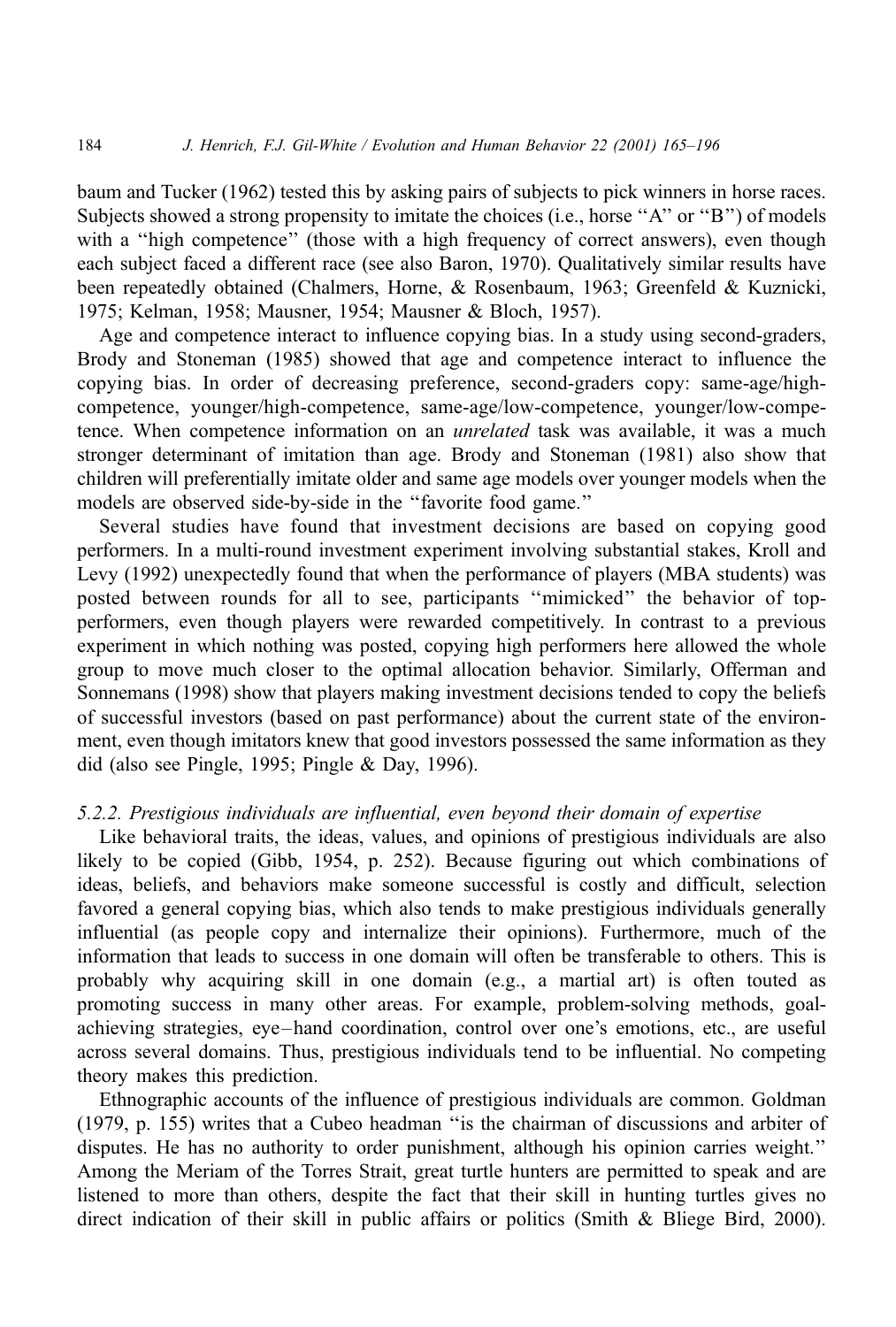baum and Tucker (1962) tested this by asking pairs of subjects to pick winners in horse races. Subjects showed a strong propensity to imitate the choices (i.e., horse "A" or "B") of models with a "high competence" (those with a high frequency of correct answers), even though each subject faced a different race (see also Baron, 1970). Qualitatively similar results have been repeatedly obtained (Chalmers, Horne, & Rosenbaum, 1963; Greenfeld & Kuznicki, 1975; Kelman, 1958; Mausner, 1954; Mausner & Bloch, 1957).

Age and competence interact to influence copying bias. In a study using second-graders, Brody and Stoneman (1985) showed that age and competence interact to influence the copying bias. In order of decreasing preference, second-graders copy: same-age/high-competence, younger/high-competence, same-age/low-competence, younger/low-competence. When competence information on an *unrelated* task was available, it was a much stronger determinant of imitation than age. Brody and Stoneman (1981) also show that children will preferentially imitate older and same age models over younger models when the models are observed side-by-side in the "favorite food game."

Several studies have found that investment decisions are based on copying good performers. In a multi-round investment experiment involving substantial stakes, Kroll and Levy (1992) unexpectedly found that when the performance of players (MBA students) was posted between rounds for all to see, participants "mimicked" the behavior of top-performers, even though players were rewarded competitively. In contrast to a previous experiment in which nothing was posted, copying high performers here allowed the whole group to move much closer to the optimal allocation behavior. Similarly, Offerman and Sonnemans (1998) show that players making investment decisions tended to copy the beliefs of successful investors (based on past performance) about the current state of the environment, even though imitators knew that good investors possessed the same information as they did (also see Pingle, 1995; Pingle & Day, 1996).

#### *5.2.2. Prestigious individuals are influential, even beyond their domain of expertise*

Like behavioral traits, the ideas, values, and opinions of prestigious individuals are also likely to be copied (Gibb, 1954, p. 252). Because figuring out which combinations of ideas, beliefs, and behaviors make someone successful is costly and difficult, selection favored a general copying bias, which also tends to make prestigious individuals generally influential (as people copy and internalize their opinions). Furthermore, much of the information that leads to success in one domain will often be transferable to others. This is probably why acquiring skill in one domain (e.g., a martial art) is often touted as promoting success in many other areas. For example, problem-solving methods, goal-achieving strategies, eye–hand coordination, control over one's emotions, etc., are useful across several domains. Thus, prestigious individuals tend to be influential. No competing theory makes this prediction.

Ethnographic accounts of the influence of prestigious individuals are common. Goldman (1979, p. 155) writes that a Cubeo headman "is the chairman of discussions and arbiter of disputes. He has no authority to order punishment, although his opinion carries weight." Among the Meriam of the Torres Strait, great turtle hunters are permitted to speak and are listened to more than others, despite the fact that their skill in hunting turtles gives no direct indication of their skill in public affairs or politics (Smith & Bliege Bird, 2000).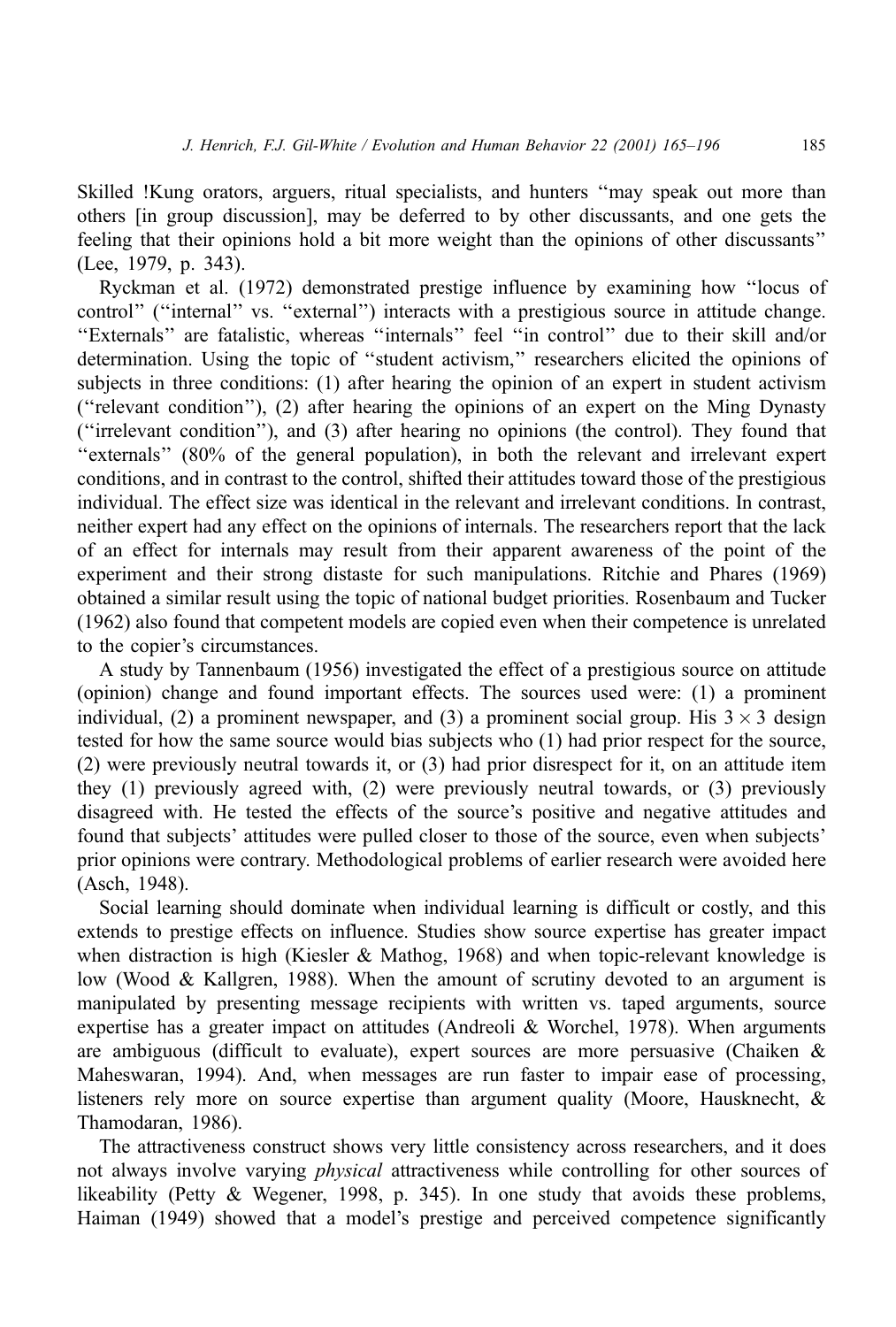Skilled !Kung orators, arguers, ritual specialists, and hunters "may speak out more than others [in group discussion], may be deferred to by other discussants, and one gets the feeling that their opinions hold a bit more weight than the opinions of other discussants" (Lee, 1979, p. 343).

Ryckman et al. (1972) demonstrated prestige influence by examining how "locus of control" ("internal" vs. "external") interacts with a prestigious source in attitude change. "Externals" are fatalistic, whereas "internals" feel "in control" due to their skill and/or determination. Using the topic of "student activism," researchers elicited the opinions of subjects in three conditions: (1) after hearing the opinion of an expert in student activism ("relevant condition"), (2) after hearing the opinions of an expert on the Ming Dynasty ("irrelevant condition"), and (3) after hearing no opinions (the control). They found that "externals" (80% of the general population), in both the relevant and irrelevant expert conditions, and in contrast to the control, shifted their attitudes toward those of the prestigious individual. The effect size was identical in the relevant and irrelevant conditions. In contrast, neither expert had any effect on the opinions of internals. The researchers report that the lack of an effect for internals may result from their apparent awareness of the point of the experiment and their strong distaste for such manipulations. Ritchie and Phares (1969) obtained a similar result using the topic of national budget priorities. Rosenbaum and Tucker (1962) also found that competent models are copied even when their competence is unrelated to the copier's circumstances.

A study by Tannenbaum (1956) investigated the effect of a prestigious source on attitude (opinion) change and found important effects. The sources used were: (1) a prominent individual, (2) a prominent newspaper, and (3) a prominent social group. His $3 \times 3$ design tested for how the same source would bias subjects who (1) had prior respect for the source, (2) were previously neutral towards it, or (3) had prior disrespect for it, on an attitude item they (1) previously agreed with, (2) were previously neutral towards, or (3) previously disagreed with. He tested the effects of the source's positive and negative attitudes and found that subjects' attitudes were pulled closer to those of the source, even when subjects' prior opinions were contrary. Methodological problems of earlier research were avoided here (Asch, 1948).

Social learning should dominate when individual learning is difficult or costly, and this extends to prestige effects on influence. Studies show source expertise has greater impact when distraction is high (Kiesler & Mathog, 1968) and when topic-relevant knowledge is low (Wood & Kallgren, 1988). When the amount of scrutiny devoted to an argument is manipulated by presenting message recipients with written vs. taped arguments, source expertise has a greater impact on attitudes (Andreoli & Worchel, 1978). When arguments are ambiguous (difficult to evaluate), expert sources are more persuasive (Chaiken & Maheswaran, 1994). And, when messages are run faster to impair ease of processing, listeners rely more on source expertise than argument quality (Moore, Hausknecht, & Thamodaran, 1986).

The attractiveness construct shows very little consistency across researchers, and it does not always involve varying *physical* attractiveness while controlling for other sources of likeability (Petty & Wegener, 1998, p. 345). In one study that avoids these problems, Haiman (1949) showed that a model's prestige and perceived competence significantly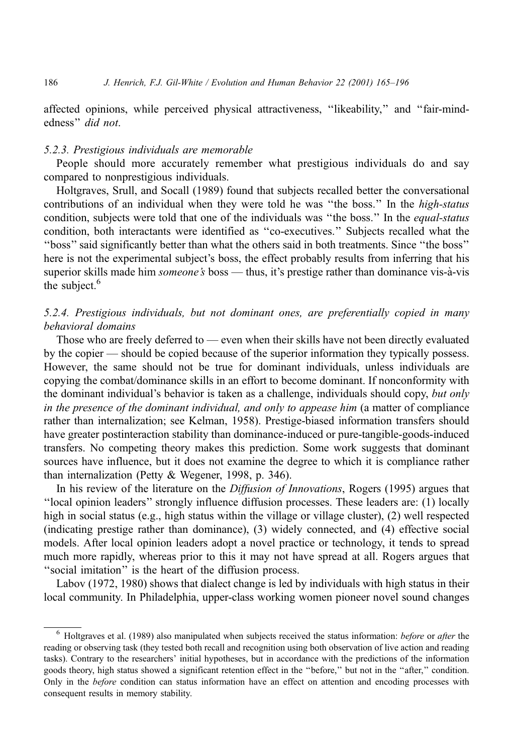affected opinions, while perceived physical attractiveness, "likeability," and "fair-mindedness" *did not*.

### *5.2.3. Prestigious individuals are memorable*

People should more accurately remember what prestigious individuals do and say compared to nonprestigious individuals.

Holtgraves, Srull, and Socall (1989) found that subjects recalled better the conversational contributions of an individual when they were told he was "the boss." In the *high-status* condition, subjects were told that one of the individuals was "the boss." In the *equal-status* condition, both interactants were identified as "co-executives." Subjects recalled what the "boss" said significantly better than what the others said in both treatments. Since "the boss" here is not the experimental subject's boss, the effect probably results from inferring that his superior skills made him *someone's* boss — thus, it's prestige rather than dominance vis-à-vis the subject.[6]

### *5.2.4. Prestigious individuals, but not dominant ones, are preferentially copied in many behavioral domains*

Those who are freely deferred to — even when their skills have not been directly evaluated by the copier — should be copied because of the superior information they typically possess. However, the same should not be true for dominant individuals, unless individuals are copying the combat/dominance skills in an effort to become dominant. If nonconformity with the dominant individual's behavior is taken as a challenge, individuals should copy, *but only in the presence of the dominant individual, and only to appease him* (a matter of compliance rather than internalization; see Kelman, 1958). Prestige-biased information transfers should have greater postinteraction stability than dominance-induced or pure-tangible-goods-induced transfers. No competing theory makes this prediction. Some work suggests that dominant sources have influence, but it does not examine the degree to which it is compliance rather than internalization (Petty & Wegener, 1998, p. 346).

In his review of the literature on the *Diffusion of Innovations*, Rogers (1995) argues that "local opinion leaders" strongly influence diffusion processes. These leaders are: (1) locally high in social status (e.g., high status within the village or village cluster), (2) well respected (indicating prestige rather than dominance), (3) widely connected, and (4) effective social models. After local opinion leaders adopt a novel practice or technology, it tends to spread much more rapidly, whereas prior to this it may not have spread at all. Rogers argues that "social imitation" is the heart of the diffusion process.

Labov (1972, 1980) shows that dialect change is led by individuals with high status in their local community. In Philadelphia, upper-class working women pioneer novel sound changes

---

[6] Holtgraves et al. (1989) also manipulated when subjects received the status information: *before* or *after* the reading or observing task (they tested both recall and recognition using both observation of live action and reading tasks). Contrary to the researchers' initial hypotheses, but in accordance with the predictions of the information goods theory, high status showed a significant retention effect in the "before," but not in the "after," condition. Only in the *before* condition can status information have an effect on attention and encoding processes with consequent results in memory stability.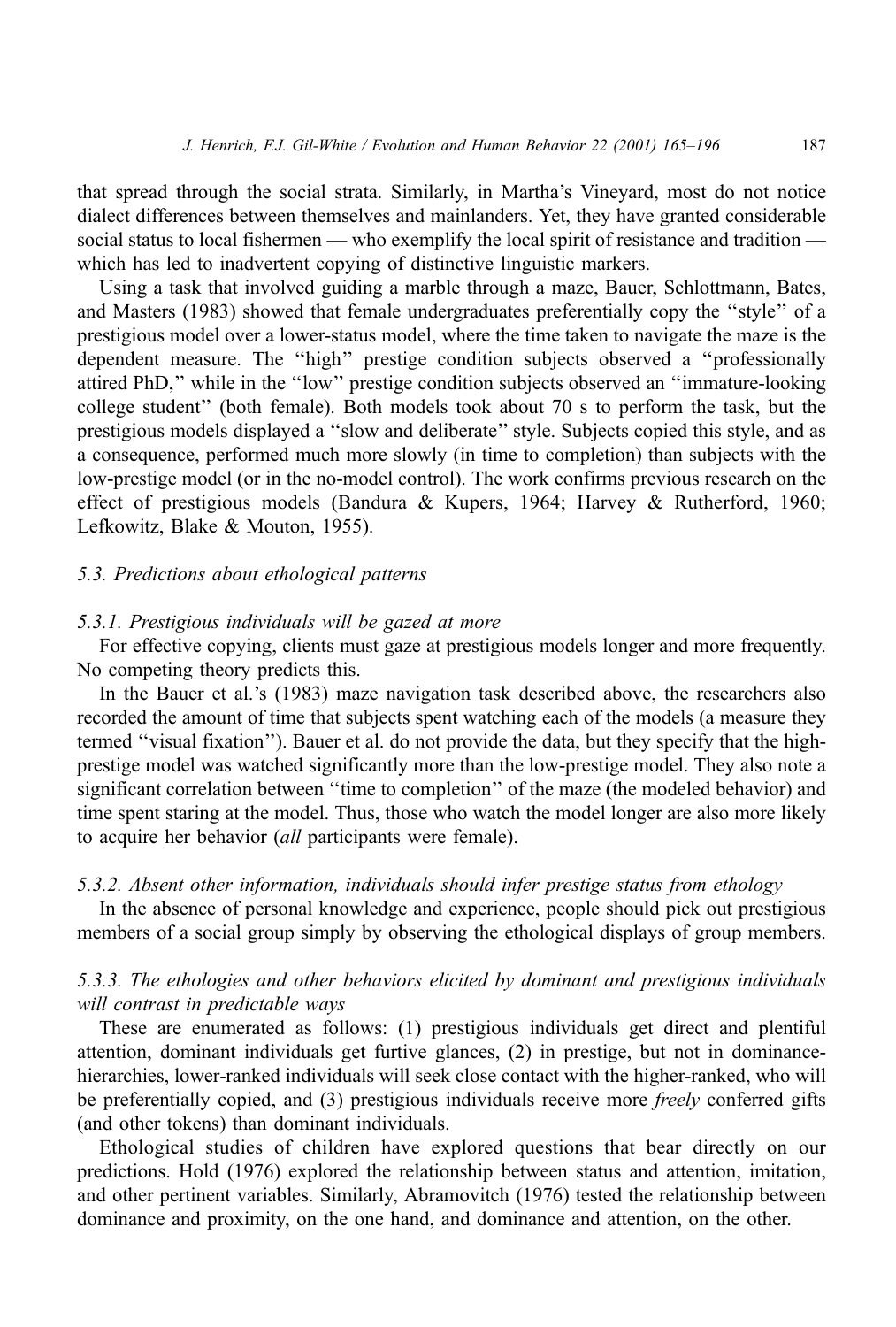that spread through the social strata. Similarly, in Martha's Vineyard, most do not notice dialect differences between themselves and mainlanders. Yet, they have granted considerable social status to local fishermen — who exemplify the local spirit of resistance and tradition — which has led to inadvertent copying of distinctive linguistic markers.

Using a task that involved guiding a marble through a maze, Bauer, Schlottmann, Bates, and Masters (1983) showed that female undergraduates preferentially copy the ''style'' of a prestigious model over a lower-status model, where the time taken to navigate the maze is the dependent measure. The ''high'' prestige condition subjects observed a ''professionally attired PhD,'' while in the ''low'' prestige condition subjects observed an ''immature-looking college student'' (both female). Both models took about 70 s to perform the task, but the prestigious models displayed a ''slow and deliberate'' style. Subjects copied this style, and as a consequence, performed much more slowly (in time to completion) than subjects with the low-prestige model (or in the no-model control). The work confirms previous research on the effect of prestigious models (Bandura & Kupers, 1964; Harvey & Rutherford, 1960; Lefkowitz, Blake & Mouton, 1955).

### *5.3. Predictions about ethological patterns*

#### *5.3.1. Prestigious individuals will be gazed at more*

For effective copying, clients must gaze at prestigious models longer and more frequently. No competing theory predicts this.

In the Bauer et al.'s (1983) maze navigation task described above, the researchers also recorded the amount of time that subjects spent watching each of the models (a measure they termed ''visual fixation''). Bauer et al. do not provide the data, but they specify that the high-prestige model was watched significantly more than the low-prestige model. They also note a significant correlation between ''time to completion'' of the maze (the modeled behavior) and time spent staring at the model. Thus, those who watch the model longer are also more likely to acquire her behavior (*all* participants were female).

#### *5.3.2. Absent other information, individuals should infer prestige status from ethology*

In the absence of personal knowledge and experience, people should pick out prestigious members of a social group simply by observing the ethological displays of group members.

#### *5.3.3. The ethologies and other behaviors elicited by dominant and prestigious individuals will contrast in predictable ways*

These are enumerated as follows: (1) prestigious individuals get direct and plentiful attention, dominant individuals get furtive glances, (2) in prestige, but not in dominance-hierarchies, lower-ranked individuals will seek close contact with the higher-ranked, who will be preferentially copied, and (3) prestigious individuals receive more *freely* conferred gifts (and other tokens) than dominant individuals.

Ethological studies of children have explored questions that bear directly on our predictions. Hold (1976) explored the relationship between status and attention, imitation, and other pertinent variables. Similarly, Abramovitch (1976) tested the relationship between dominance and proximity, on the one hand, and dominance and attention, on the other.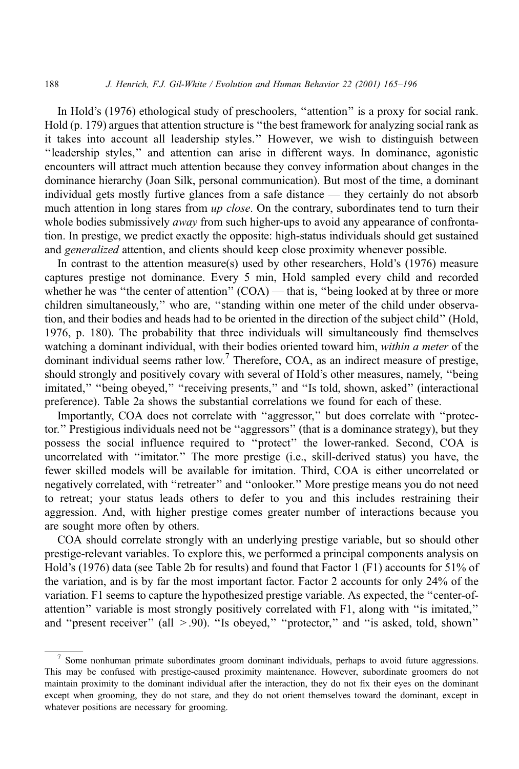In Hold's (1976) ethological study of preschoolers, ''attention'' is a proxy for social rank. Hold (p. 179) argues that attention structure is ''the best framework for analyzing social rank as it takes into account all leadership styles.'' However, we wish to distinguish between ''leadership styles,'' and attention can arise in different ways. In dominance, agonistic encounters will attract much attention because they convey information about changes in the dominance hierarchy (Joan Silk, personal communication). But most of the time, a dominant individual gets mostly furtive glances from a safe distance — they certainly do not absorb much attention in long stares from *up close*. On the contrary, subordinates tend to turn their whole bodies submissively *away* from such higher-ups to avoid any appearance of confrontation. In prestige, we predict exactly the opposite: high-status individuals should get sustained and *generalized* attention, and clients should keep close proximity whenever possible.

In contrast to the attention measure(s) used by other researchers, Hold's (1976) measure captures prestige not dominance. Every 5 min, Hold sampled every child and recorded whether he was ''the center of attention'' (COA) — that is, ''being looked at by three or more children simultaneously,'' who are, ''standing within one meter of the child under observation, and their bodies and heads had to be oriented in the direction of the subject child'' (Hold, 1976, p. 180). The probability that three individuals will simultaneously find themselves watching a dominant individual, with their bodies oriented toward him, *within a meter* of the dominant individual seems rather low.[7] Therefore, COA, as an indirect measure of prestige, should strongly and positively covary with several of Hold's other measures, namely, ''being imitated,'' ''being obeyed,'' ''receiving presents,'' and ''Is told, shown, asked'' (interactional preference). Table 2a shows the substantial correlations we found for each of these.

Importantly, COA does not correlate with ''aggressor,'' but does correlate with ''protector.'' Prestigious individuals need not be ''aggressors'' (that is a dominance strategy), but they possess the social influence required to ''protect'' the lower-ranked. Second, COA is uncorrelated with ''imitator.'' The more prestige (i.e., skill-derived status) you have, the fewer skilled models will be available for imitation. Third, COA is either uncorrelated or negatively correlated, with ''retreater'' and ''onlooker.'' More prestige means you do not need to retreat; your status leads others to defer to you and this includes restraining their aggression. And, with higher prestige comes greater number of interactions because you are sought more often by others.

COA should correlate strongly with an underlying prestige variable, but so should other prestige-relevant variables. To explore this, we performed a principal components analysis on Hold's (1976) data (see Table 2b for results) and found that Factor 1 (F1) accounts for 51% of the variation, and is by far the most important factor. Factor 2 accounts for only 24% of the variation. F1 seems to capture the hypothesized prestige variable. As expected, the ''center-of-attention'' variable is most strongly positively correlated with F1, along with ''is imitated,'' and ''present receiver'' (all $> .90$). ''Is obeyed,'' ''protector,'' and ''is asked, told, shown''

[7] Some nonhuman primate subordinates groom dominant individuals, perhaps to avoid future aggressions. This may be confused with prestige-caused proximity maintenance. However, subordinate groomers do not maintain proximity to the dominant individual after the interaction, they do not fix their eyes on the dominant except when grooming, they do not stare, and they do not orient themselves toward the dominant, except in whatever positions are necessary for grooming.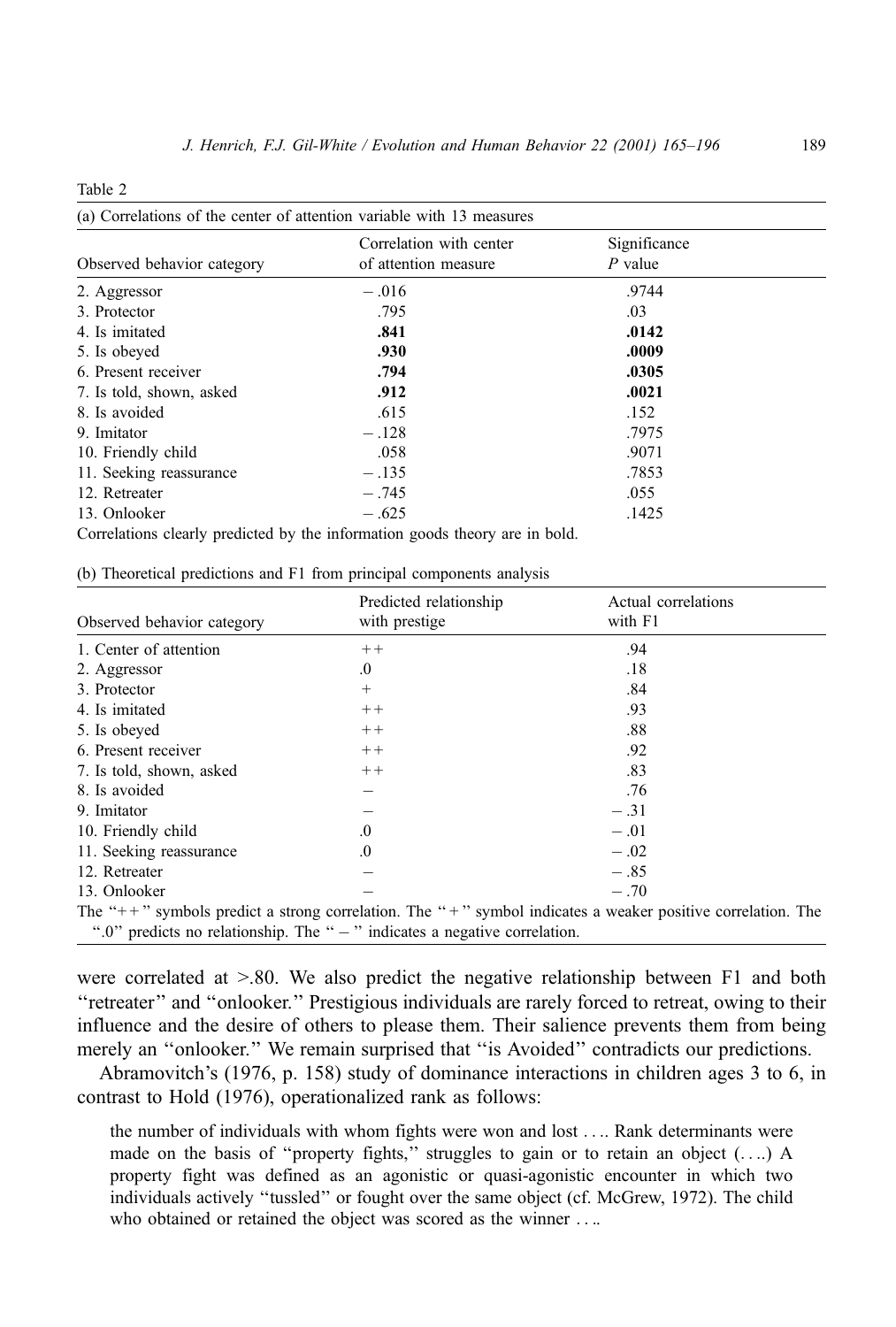Table 2

(a) Correlations of the center of attention variable with 13 measures

| Observed behavior category | Correlation with center of attention measure | Significance $P$ value |
|---|---|---|
| 2. Aggressor | − .016 | .9744 |
| 3. Protector | .795 | .03 |
| 4. Is imitated | **.841** | **.0142** |
| 5. Is obeyed | **.930** | **.0009** |
| 6. Present receiver | **.794** | **.0305** |
| 7. Is told, shown, asked | **.912** | **.0021** |
| 8. Is avoided | .615 | .152 |
| 9. Imitator | − .128 | .7975 |
| 10. Friendly child | .058 | .9071 |
| 11. Seeking reassurance | − .135 | .7853 |
| 12. Retreater | − .745 | .055 |
| 13. Onlooker | − .625 | .1425 |

Correlations clearly predicted by the information goods theory are in bold.

(b) Theoretical predictions and F1 from principal components analysis

| Observed behavior category | Predicted relationship with prestige | Actual correlations with F1 |
|---|---|---|
| 1. Center of attention | ++ | .94 |
| 2. Aggressor | .0 | .18 |
| 3. Protector | + | .84 |
| 4. Is imitated | ++ | .93 |
| 5. Is obeyed | ++ | .88 |
| 6. Present receiver | ++ | .92 |
| 7. Is told, shown, asked | ++ | .83 |
| 8. Is avoided | − | .76 |
| 9. Imitator | − | − .31 |
| 10. Friendly child | .0 | − .01 |
| 11. Seeking reassurance | .0 | − .02 |
| 12. Retreater | − | − .85 |
| 13. Onlooker | − | − .70 |

The "++" symbols predict a strong correlation. The "+" symbol indicates a weaker positive correlation. The ".0" predicts no relationship. The "−" indicates a negative correlation.

were correlated at >.80. We also predict the negative relationship between F1 and both "retreater" and "onlooker." Prestigious individuals are rarely forced to retreat, owing to their influence and the desire of others to please them. Their salience prevents them from being merely an "onlooker." We remain surprised that "is Avoided" contradicts our predictions.

Abramovitch's (1976, p. 158) study of dominance interactions in children ages 3 to 6, in contrast to Hold (1976), operationalized rank as follows:

> the number of individuals with whom fights were won and lost . . .. Rank determinants were made on the basis of "property fights," struggles to gain or to retain an object (. . ..) A property fight was defined as an agonistic or quasi-agonistic encounter in which two individuals actively "tussled" or fought over the same object (cf. McGrew, 1972). The child who obtained or retained the object was scored as the winner . . ..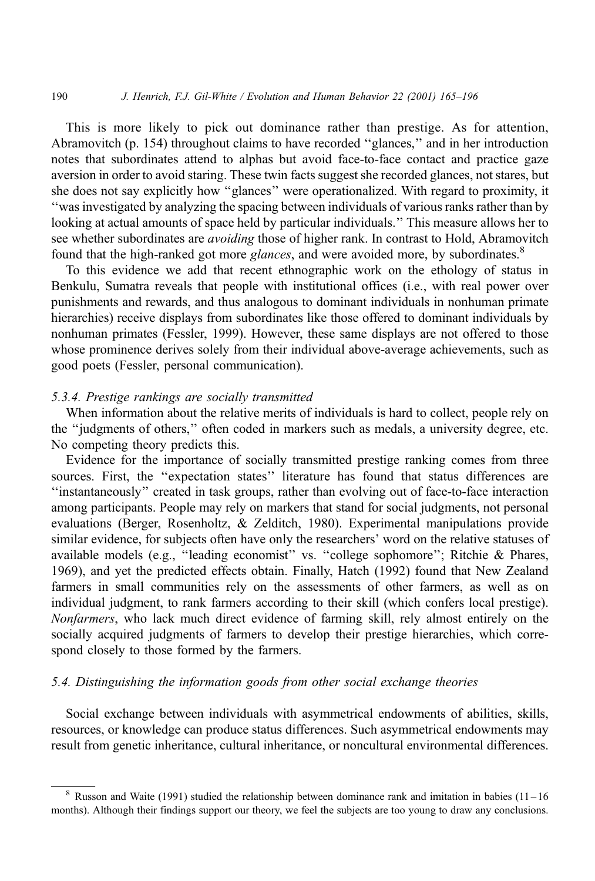This is more likely to pick out dominance rather than prestige. As for attention, Abramovitch (p. 154) throughout claims to have recorded ''glances,'' and in her introduction notes that subordinates attend to alphas but avoid face-to-face contact and practice gaze aversion in order to avoid staring. These twin facts suggest she recorded glances, not stares, but she does not say explicitly how ''glances'' were operationalized. With regard to proximity, it ''was investigated by analyzing the spacing between individuals of various ranks rather than by looking at actual amounts of space held by particular individuals.'' This measure allows her to see whether subordinates are *avoiding* those of higher rank. In contrast to Hold, Abramovitch found that the high-ranked got more *glances*, and were avoided more, by subordinates.[8]

To this evidence we add that recent ethnographic work on the ethology of status in Benkulu, Sumatra reveals that people with institutional offices (i.e., with real power over punishments and rewards, and thus analogous to dominant individuals in nonhuman primate hierarchies) receive displays from subordinates like those offered to dominant individuals by nonhuman primates (Fessler, 1999). However, these same displays are not offered to those whose prominence derives solely from their individual above-average achievements, such as good poets (Fessler, personal communication).

#### 5.3.4. Prestige rankings are socially transmitted

When information about the relative merits of individuals is hard to collect, people rely on the ''judgments of others,'' often coded in markers such as medals, a university degree, etc. No competing theory predicts this.

Evidence for the importance of socially transmitted prestige ranking comes from three sources. First, the ''expectation states'' literature has found that status differences are ''instantaneously'' created in task groups, rather than evolving out of face-to-face interaction among participants. People may rely on markers that stand for social judgments, not personal evaluations (Berger, Rosenholtz, & Zelditch, 1980). Experimental manipulations provide similar evidence, for subjects often have only the researchers' word on the relative statuses of available models (e.g., ''leading economist'' vs. ''college sophomore''; Ritchie & Phares, 1969), and yet the predicted effects obtain. Finally, Hatch (1992) found that New Zealand farmers in small communities rely on the assessments of other farmers, as well as on individual judgment, to rank farmers according to their skill (which confers local prestige). *Nonfarmers*, who lack much direct evidence of farming skill, rely almost entirely on the socially acquired judgments of farmers to develop their prestige hierarchies, which correspond closely to those formed by the farmers.

### 5.4. Distinguishing the information goods from other social exchange theories

Social exchange between individuals with asymmetrical endowments of abilities, skills, resources, or knowledge can produce status differences. Such asymmetrical endowments may result from genetic inheritance, cultural inheritance, or noncultural environmental differences.

---

[8] Russon and Waite (1991) studied the relationship between dominance rank and imitation in babies (11–16 months). Although their findings support our theory, we feel the subjects are too young to draw any conclusions.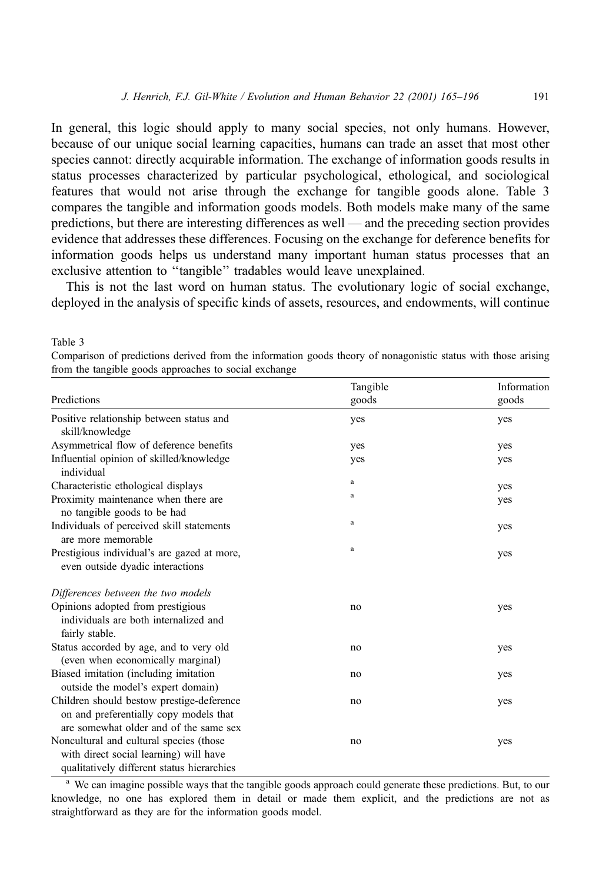In general, this logic should apply to many social species, not only humans. However, because of our unique social learning capacities, humans can trade an asset that most other species cannot: directly acquirable information. The exchange of information goods results in status processes characterized by particular psychological, ethological, and sociological features that would not arise through the exchange for tangible goods alone. Table 3 compares the tangible and information goods models. Both models make many of the same predictions, but there are interesting differences as well — and the preceding section provides evidence that addresses these differences. Focusing on the exchange for deference benefits for information goods helps us understand many important human status processes that an exclusive attention to ''tangible'' tradables would leave unexplained.

This is not the last word on human status. The evolutionary logic of social exchange, deployed in the analysis of specific kinds of assets, resources, and endowments, will continue

Table 3

Comparison of predictions derived from the information goods theory of nonagonistic status with those arising from the tangible goods approaches to social exchange

| Predictions | Tangible goods | Information goods |
|---|---|---|
| Positive relationship between status and skill/knowledge | yes | yes |
| Asymmetrical flow of deference benefits | yes | yes |
| Influential opinion of skilled/knowledge individual | yes | yes |
| Characteristic ethological displays | [a] | yes |
| Proximity maintenance when there are no tangible goods to be had | [a] | yes |
| Individuals of perceived skill statements are more memorable | [a] | yes |
| Prestigious individual's are gazed at more, even outside dyadic interactions | [a] | yes |
| *Differences between the two models* | | |
| Opinions adopted from prestigious individuals are both internalized and fairly stable. | no | yes |
| Status accorded by age, and to very old (even when economically marginal) | no | yes |
| Biased imitation (including imitation outside the model's expert domain) | no | yes |
| Children should bestow prestige-deference on and preferentially copy models that are somewhat older and of the same sex | no | yes |
| Noncultural and cultural species (those with direct social learning) will have qualitatively different status hierarchies | no | yes |

[a] We can imagine possible ways that the tangible goods approach could generate these predictions. But, to our knowledge, no one has explored them in detail or made them explicit, and the predictions are not as straightforward as they are for the information goods model.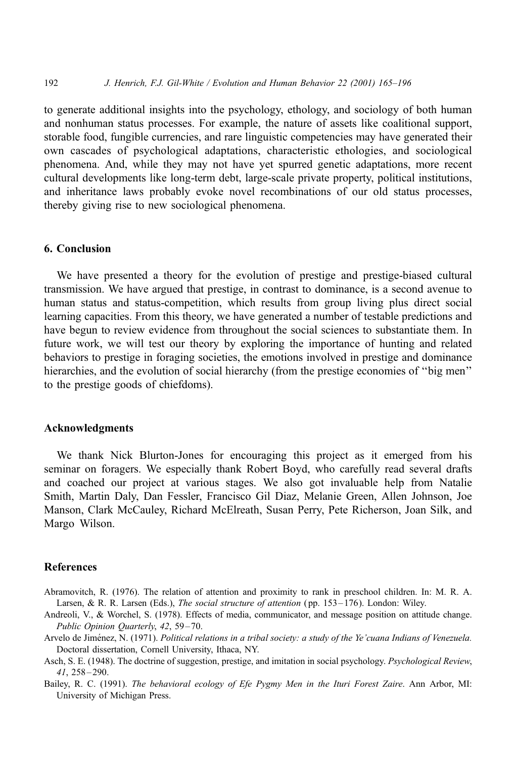to generate additional insights into the psychology, ethology, and sociology of both human and nonhuman status processes. For example, the nature of assets like coalitional support, storable food, fungible currencies, and rare linguistic competencies may have generated their own cascades of psychological adaptations, characteristic ethologies, and sociological phenomena. And, while they may not have yet spurred genetic adaptations, more recent cultural developments like long-term debt, large-scale private property, political institutions, and inheritance laws probably evoke novel recombinations of our old status processes, thereby giving rise to new sociological phenomena.

## 6. Conclusion

We have presented a theory for the evolution of prestige and prestige-biased cultural transmission. We have argued that prestige, in contrast to dominance, is a second avenue to human status and status-competition, which results from group living plus direct social learning capacities. From this theory, we have generated a number of testable predictions and have begun to review evidence from throughout the social sciences to substantiate them. In future work, we will test our theory by exploring the importance of hunting and related behaviors to prestige in foraging societies, the emotions involved in prestige and dominance hierarchies, and the evolution of social hierarchy (from the prestige economies of ''big men'' to the prestige goods of chiefdoms).

## Acknowledgments

We thank Nick Blurton-Jones for encouraging this project as it emerged from his seminar on foragers. We especially thank Robert Boyd, who carefully read several drafts and coached our project at various stages. We also got invaluable help from Natalie Smith, Martin Daly, Dan Fessler, Francisco Gil Diaz, Melanie Green, Allen Johnson, Joe Manson, Clark McCauley, Richard McElreath, Susan Perry, Pete Richerson, Joan Silk, and Margo Wilson.

## References

Abramovitch, R. (1976). The relation of attention and proximity to rank in preschool children. In: M. R. A. Larsen, & R. R. Larsen (Eds.), *The social structure of attention* (pp. 153–176). London: Wiley.

Andreoli, V., & Worchel, S. (1978). Effects of media, communicator, and message position on attitude change. *Public Opinion Quarterly*, *42*, 59–70.

Arvelo de Jiménez, N. (1971). *Political relations in a tribal society: a study of the Ye'cuana Indians of Venezuela.* Doctoral dissertation, Cornell University, Ithaca, NY.

Asch, S. E. (1948). The doctrine of suggestion, prestige, and imitation in social psychology. *Psychological Review*, *41*, 258–290.

Bailey, R. C. (1991). *The behavioral ecology of Efe Pygmy Men in the Ituri Forest Zaire*. Ann Arbor, MI: University of Michigan Press.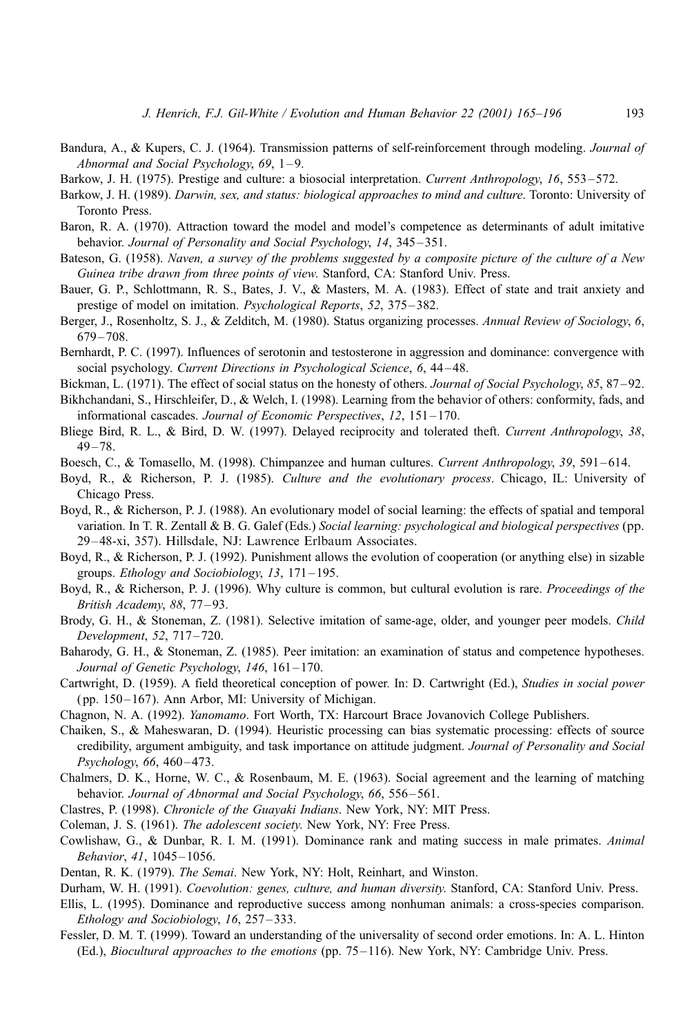Bandura, A., & Kupers, C. J. (1964). Transmission patterns of self-reinforcement through modeling. *Journal of Abnormal and Social Psychology*, *69*, 1–9.

Barkow, J. H. (1975). Prestige and culture: a biosocial interpretation. *Current Anthropology*, *16*, 553–572.

Barkow, J. H. (1989). *Darwin, sex, and status: biological approaches to mind and culture*. Toronto: University of Toronto Press.

Baron, R. A. (1970). Attraction toward the model and model's competence as determinants of adult imitative behavior. *Journal of Personality and Social Psychology*, *14*, 345–351.

Bateson, G. (1958). *Naven, a survey of the problems suggested by a composite picture of the culture of a New Guinea tribe drawn from three points of view*. Stanford, CA: Stanford Univ. Press.

Bauer, G. P., Schlottmann, R. S., Bates, J. V., & Masters, M. A. (1983). Effect of state and trait anxiety and prestige of model on imitation. *Psychological Reports*, *52*, 375–382.

Berger, J., Rosenholtz, S. J., & Zelditch, M. (1980). Status organizing processes. *Annual Review of Sociology*, *6*, 679–708.

Bernhardt, P. C. (1997). Influences of serotonin and testosterone in aggression and dominance: convergence with social psychology. *Current Directions in Psychological Science*, *6*, 44–48.

Bickman, L. (1971). The effect of social status on the honesty of others. *Journal of Social Psychology*, *85*, 87–92.

Bikhchandani, S., Hirschleifer, D., & Welch, I. (1998). Learning from the behavior of others: conformity, fads, and informational cascades. *Journal of Economic Perspectives*, *12*, 151–170.

Bliege Bird, R. L., & Bird, D. W. (1997). Delayed reciprocity and tolerated theft. *Current Anthropology*, *38*, 49–78.

Boesch, C., & Tomasello, M. (1998). Chimpanzee and human cultures. *Current Anthropology*, *39*, 591–614.

Boyd, R., & Richerson, P. J. (1985). *Culture and the evolutionary process*. Chicago, IL: University of Chicago Press.

Boyd, R., & Richerson, P. J. (1988). An evolutionary model of social learning: the effects of spatial and temporal variation. In T. R. Zentall & B. G. Galef (Eds.) *Social learning: psychological and biological perspectives* (pp. 29–48-xi, 357). Hillsdale, NJ: Lawrence Erlbaum Associates.

Boyd, R., & Richerson, P. J. (1992). Punishment allows the evolution of cooperation (or anything else) in sizable groups. *Ethology and Sociobiology*, *13*, 171–195.

Boyd, R., & Richerson, P. J. (1996). Why culture is common, but cultural evolution is rare. *Proceedings of the British Academy*, *88*, 77–93.

Brody, G. H., & Stoneman, Z. (1981). Selective imitation of same-age, older, and younger peer models. *Child Development*, *52*, 717–720.

Baharody, G. H., & Stoneman, Z. (1985). Peer imitation: an examination of status and competence hypotheses. *Journal of Genetic Psychology*, *146*, 161–170.

Cartwright, D. (1959). A field theoretical conception of power. In: D. Cartwright (Ed.), *Studies in social power* (pp. 150–167). Ann Arbor, MI: University of Michigan.

Chagnon, N. A. (1992). *Yanomamo*. Fort Worth, TX: Harcourt Brace Jovanovich College Publishers.

Chaiken, S., & Maheswaran, D. (1994). Heuristic processing can bias systematic processing: effects of source credibility, argument ambiguity, and task importance on attitude judgment. *Journal of Personality and Social Psychology*, *66*, 460–473.

Chalmers, D. K., Horne, W. C., & Rosenbaum, M. E. (1963). Social agreement and the learning of matching behavior. *Journal of Abnormal and Social Psychology*, *66*, 556–561.

Clastres, P. (1998). *Chronicle of the Guayaki Indians*. New York, NY: MIT Press.

Coleman, J. S. (1961). *The adolescent society*. New York, NY: Free Press.

Cowlishaw, G., & Dunbar, R. I. M. (1991). Dominance rank and mating success in male primates. *Animal Behavior*, *41*, 1045–1056.

Dentan, R. K. (1979). *The Semai*. New York, NY: Holt, Reinhart, and Winston.

Durham, W. H. (1991). *Coevolution: genes, culture, and human diversity*. Stanford, CA: Stanford Univ. Press.

Ellis, L. (1995). Dominance and reproductive success among nonhuman animals: a cross-species comparison. *Ethology and Sociobiology*, *16*, 257–333.

Fessler, D. M. T. (1999). Toward an understanding of the universality of second order emotions. In: A. L. Hinton (Ed.), *Biocultural approaches to the emotions* (pp. 75–116). New York, NY: Cambridge Univ. Press.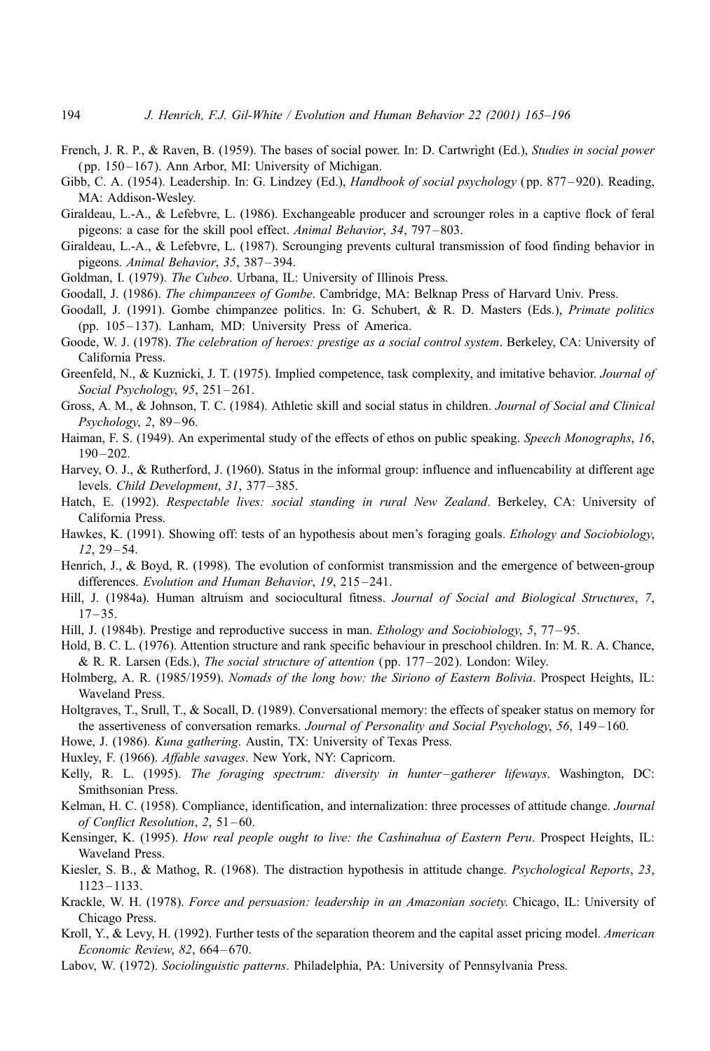French, J. R. P., & Raven, B. (1959). The bases of social power. In: D. Cartwright (Ed.), *Studies in social power* (pp. 150–167). Ann Arbor, MI: University of Michigan.

Gibb, C. A. (1954). Leadership. In: G. Lindzey (Ed.), *Handbook of social psychology* (pp. 877–920). Reading, MA: Addison-Wesley.

Giraldeau, L.-A., & Lefebvre, L. (1986). Exchangeable producer and scrounger roles in a captive flock of feral pigeons: a case for the skill pool effect. *Animal Behavior*, *34*, 797–803.

Giraldeau, L.-A., & Lefebvre, L. (1987). Scrounging prevents cultural transmission of food finding behavior in pigeons. *Animal Behavior*, *35*, 387–394.

Goldman, I. (1979). *The Cubeo*. Urbana, IL: University of Illinois Press.

Goodall, J. (1986). *The chimpanzees of Gombe*. Cambridge, MA: Belknap Press of Harvard Univ. Press.

Goodall, J. (1991). Gombe chimpanzee politics. In: G. Schubert, & R. D. Masters (Eds.), *Primate politics* (pp. 105–137). Lanham, MD: University Press of America.

Goode, W. J. (1978). *The celebration of heroes: prestige as a social control system*. Berkeley, CA: University of California Press.

Greenfeld, N., & Kuznicki, J. T. (1975). Implied competence, task complexity, and imitative behavior. *Journal of Social Psychology*, *95*, 251–261.

Gross, A. M., & Johnson, T. C. (1984). Athletic skill and social status in children. *Journal of Social and Clinical Psychology*, *2*, 89–96.

Haiman, F. S. (1949). An experimental study of the effects of ethos on public speaking. *Speech Monographs*, *16*, 190–202.

Harvey, O. J., & Rutherford, J. (1960). Status in the informal group: influence and influencability at different age levels. *Child Development*, *31*, 377–385.

Hatch, E. (1992). *Respectable lives: social standing in rural New Zealand*. Berkeley, CA: University of California Press.

Hawkes, K. (1991). Showing off: tests of an hypothesis about men's foraging goals. *Ethology and Sociobiology*, *12*, 29–54.

Henrich, J., & Boyd, R. (1998). The evolution of conformist transmission and the emergence of between-group differences. *Evolution and Human Behavior*, *19*, 215–241.

Hill, J. (1984a). Human altruism and sociocultural fitness. *Journal of Social and Biological Structures*, *7*, 17–35.

Hill, J. (1984b). Prestige and reproductive success in man. *Ethology and Sociobiology*, *5*, 77–95.

Hold, B. C. L. (1976). Attention structure and rank specific behaviour in preschool children. In: M. R. A. Chance, & R. R. Larsen (Eds.), *The social structure of attention* (pp. 177–202). London: Wiley.

Holmberg, A. R. (1985/1959). *Nomads of the long bow: the Siriono of Eastern Bolivia*. Prospect Heights, IL: Waveland Press.

Holtgraves, T., Srull, T., & Socall, D. (1989). Conversational memory: the effects of speaker status on memory for the assertiveness of conversation remarks. *Journal of Personality and Social Psychology*, *56*, 149–160.

Howe, J. (1986). *Kuna gathering*. Austin, TX: University of Texas Press.

Huxley, F. (1966). *Affable savages*. New York, NY: Capricorn.

Kelly, R. L. (1995). *The foraging spectrum: diversity in hunter–gatherer lifeways*. Washington, DC: Smithsonian Press.

Kelman, H. C. (1958). Compliance, identification, and internalization: three processes of attitude change. *Journal of Conflict Resolution*, *2*, 51–60.

Kensinger, K. (1995). *How real people ought to live: the Cashinahua of Eastern Peru*. Prospect Heights, IL: Waveland Press.

Kiesler, S. B., & Mathog, R. (1968). The distraction hypothesis in attitude change. *Psychological Reports*, *23*, 1123–1133.

Krackle, W. H. (1978). *Force and persuasion: leadership in an Amazonian society.* Chicago, IL: University of Chicago Press.

Kroll, Y., & Levy, H. (1992). Further tests of the separation theorem and the capital asset pricing model. *American Economic Review*, *82*, 664–670.

Labov, W. (1972). *Sociolinguistic patterns*. Philadelphia, PA: University of Pennsylvania Press.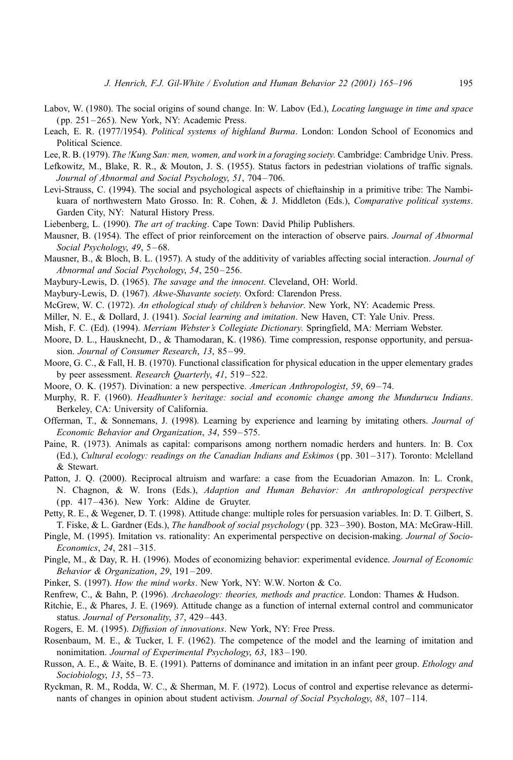Labov, W. (1980). The social origins of sound change. In: W. Labov (Ed.), *Locating language in time and space* (pp. 251–265). New York, NY: Academic Press.

Leach, E. R. (1977/1954). *Political systems of highland Burma*. London: London School of Economics and Political Science.

Lee, R. B. (1979). *The !Kung San: men, women, and work in a foraging society*. Cambridge: Cambridge Univ. Press.

Lefkowitz, M., Blake, R. R., & Mouton, J. S. (1955). Status factors in pedestrian violations of traffic signals. *Journal of Abnormal and Social Psychology*, *51*, 704–706.

Levi-Strauss, C. (1994). The social and psychological aspects of chieftainship in a primitive tribe: The Nambikuara of northwestern Mato Grosso. In: R. Cohen, & J. Middleton (Eds.), *Comparative political systems*. Garden City, NY: Natural History Press.

Liebenberg, L. (1990). *The art of tracking*. Cape Town: David Philip Publishers.

Mausner, B. (1954). The effect of prior reinforcement on the interaction of observe pairs. *Journal of Abnormal Social Psychology*, *49*, 5–68.

Mausner, B., & Bloch, B. L. (1957). A study of the additivity of variables affecting social interaction. *Journal of Abnormal and Social Psychology*, *54*, 250–256.

Maybury-Lewis, D. (1965). *The savage and the innocent*. Cleveland, OH: World.

Maybury-Lewis, D. (1967). *Akwe-Shavante society.* Oxford: Clarendon Press.

McGrew, W. C. (1972). *An ethological study of children's behavior*. New York, NY: Academic Press.

Miller, N. E., & Dollard, J. (1941). *Social learning and imitation*. New Haven, CT: Yale Univ. Press.

Mish, F. C. (Ed). (1994). *Merriam Webster's Collegiate Dictionary.* Springfield, MA: Merriam Webster.

Moore, D. L., Hausknecht, D., & Thamodaran, K. (1986). Time compression, response opportunity, and persuasion. *Journal of Consumer Research*, *13*, 85–99.

Moore, G. C., & Fall, H. B. (1970). Functional classification for physical education in the upper elementary grades by peer assessment. *Research Quarterly*, *41*, 519–522.

Moore, O. K. (1957). Divination: a new perspective. *American Anthropologist*, *59*, 69–74.

Murphy, R. F. (1960). *Headhunter's heritage: social and economic change among the Mundurucu Indians*. Berkeley, CA: University of California.

Offerman, T., & Sonnemans, J. (1998). Learning by experience and learning by imitating others. *Journal of Economic Behavior and Organization*, *34*, 559–575.

Paine, R. (1973). Animals as capital: comparisons among northern nomadic herders and hunters. In: B. Cox (Ed.), *Cultural ecology: readings on the Canadian Indians and Eskimos* (pp. 301–317). Toronto: Mclelland & Stewart.

Patton, J. Q. (2000). Reciprocal altruism and warfare: a case from the Ecuadorian Amazon. In: L. Cronk, N. Chagnon, & W. Irons (Eds.), *Adaption and Human Behavior: An anthropological perspective* (pp. 417–436). New York: Aldine de Gruyter.

Petty, R. E., & Wegener, D. T. (1998). Attitude change: multiple roles for persuasion variables. In: D. T. Gilbert, S. T. Fiske, & L. Gardner (Eds.), *The handbook of social psychology* (pp. 323–390). Boston, MA: McGraw-Hill.

Pingle, M. (1995). Imitation vs. rationality: An experimental perspective on decision-making. *Journal of Socio-Economics*, *24*, 281–315.

Pingle, M., & Day, R. H. (1996). Modes of economizing behavior: experimental evidence. *Journal of Economic Behavior & Organization*, *29*, 191–209.

Pinker, S. (1997). *How the mind works*. New York, NY: W.W. Norton & Co.

Renfrew, C., & Bahn, P. (1996). *Archaeology: theories, methods and practice*. London: Thames & Hudson.

Ritchie, E., & Phares, J. E. (1969). Attitude change as a function of internal external control and communicator status. *Journal of Personality*, *37*, 429–443.

Rogers, E. M. (1995). *Diffusion of innovations*. New York, NY: Free Press.

Rosenbaum, M. E., & Tucker, I. F. (1962). The competence of the model and the learning of imitation and nonimitation. *Journal of Experimental Psychology*, *63*, 183–190.

Russon, A. E., & Waite, B. E. (1991). Patterns of dominance and imitation in an infant peer group. *Ethology and Sociobiology*, *13*, 55–73.

Ryckman, R. M., Rodda, W. C., & Sherman, M. F. (1972). Locus of control and expertise relevance as determinants of changes in opinion about student activism. *Journal of Social Psychology*, *88*, 107–114.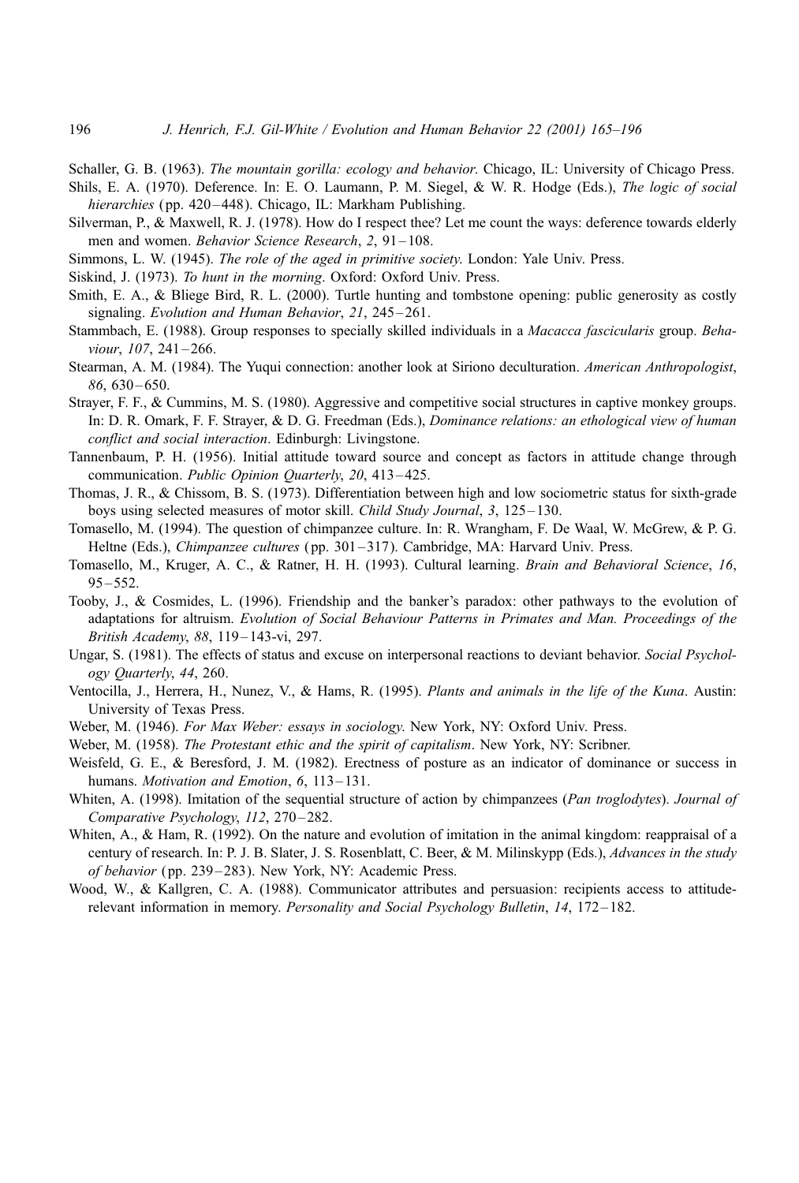Schaller, G. B. (1963). *The mountain gorilla: ecology and behavior*. Chicago, IL: University of Chicago Press.

Shils, E. A. (1970). Deference. In: E. O. Laumann, P. M. Siegel, & W. R. Hodge (Eds.), *The logic of social hierarchies* (pp. 420–448). Chicago, IL: Markham Publishing.

Silverman, P., & Maxwell, R. J. (1978). How do I respect thee? Let me count the ways: deference towards elderly men and women. *Behavior Science Research*, *2*, 91–108.

Simmons, L. W. (1945). *The role of the aged in primitive society*. London: Yale Univ. Press.

Siskind, J. (1973). *To hunt in the morning*. Oxford: Oxford Univ. Press.

Smith, E. A., & Bliege Bird, R. L. (2000). Turtle hunting and tombstone opening: public generosity as costly signaling. *Evolution and Human Behavior*, *21*, 245–261.

Stammbach, E. (1988). Group responses to specially skilled individuals in a *Macacca fascicularis* group. *Behaviour*, *107*, 241–266.

Stearman, A. M. (1984). The Yuqui connection: another look at Siriono deculturation. *American Anthropologist*, *86*, 630–650.

Strayer, F. F., & Cummins, M. S. (1980). Aggressive and competitive social structures in captive monkey groups. In: D. R. Omark, F. F. Strayer, & D. G. Freedman (Eds.), *Dominance relations: an ethological view of human conflict and social interaction*. Edinburgh: Livingstone.

Tannenbaum, P. H. (1956). Initial attitude toward source and concept as factors in attitude change through communication. *Public Opinion Quarterly*, *20*, 413–425.

Thomas, J. R., & Chissom, B. S. (1973). Differentiation between high and low sociometric status for sixth-grade boys using selected measures of motor skill. *Child Study Journal*, *3*, 125–130.

Tomasello, M. (1994). The question of chimpanzee culture. In: R. Wrangham, F. De Waal, W. McGrew, & P. G. Heltne (Eds.), *Chimpanzee cultures* (pp. 301–317). Cambridge, MA: Harvard Univ. Press.

Tomasello, M., Kruger, A. C., & Ratner, H. H. (1993). Cultural learning. *Brain and Behavioral Science*, *16*, 95–552.

Tooby, J., & Cosmides, L. (1996). Friendship and the banker's paradox: other pathways to the evolution of adaptations for altruism. *Evolution of Social Behaviour Patterns in Primates and Man. Proceedings of the British Academy*, *88*, 119–143-vi, 297.

Ungar, S. (1981). The effects of status and excuse on interpersonal reactions to deviant behavior. *Social Psychology Quarterly*, *44*, 260.

Ventocilla, J., Herrera, H., Nunez, V., & Hams, R. (1995). *Plants and animals in the life of the Kuna*. Austin: University of Texas Press.

Weber, M. (1946). *For Max Weber: essays in sociology*. New York, NY: Oxford Univ. Press.

Weber, M. (1958). *The Protestant ethic and the spirit of capitalism*. New York, NY: Scribner.

Weisfeld, G. E., & Beresford, J. M. (1982). Erectness of posture as an indicator of dominance or success in humans. *Motivation and Emotion*, *6*, 113–131.

Whiten, A. (1998). Imitation of the sequential structure of action by chimpanzees (*Pan troglodytes*). *Journal of Comparative Psychology*, *112*, 270–282.

Whiten, A., & Ham, R. (1992). On the nature and evolution of imitation in the animal kingdom: reappraisal of a century of research. In: P. J. B. Slater, J. S. Rosenblatt, C. Beer, & M. Milinskypp (Eds.), *Advances in the study of behavior* (pp. 239–283). New York, NY: Academic Press.

Wood, W., & Kallgren, C. A. (1988). Communicator attributes and persuasion: recipients access to attitude-relevant information in memory. *Personality and Social Psychology Bulletin*, *14*, 172–182.